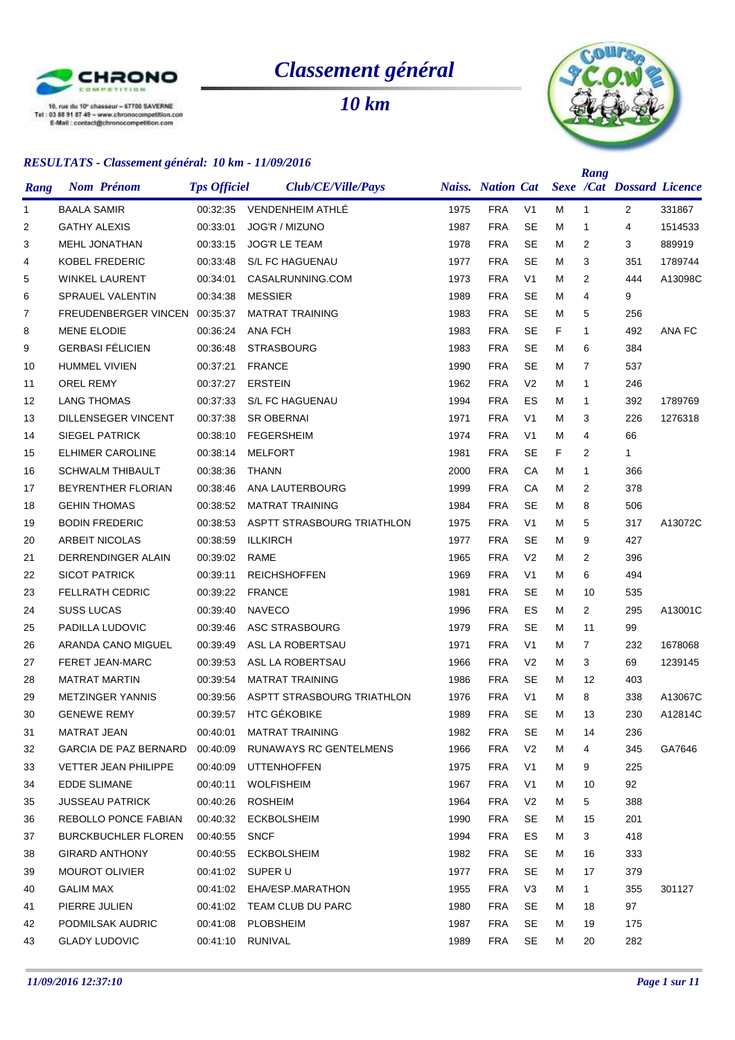10, rue du 10e chasseur – 67700 SAVERNE
Tel : 03 88 91 87 49 – www.chronocompetition.com
E-Mail : contact@chronocompetition.com

# Classement général

## 10 km

### RESULTATS - Classement général: 10 km - 11/09/2016

| Rang | Nom Prénom | Tps Officiel | Club/CE/Ville/Pays | Naiss. | Nation | Cat | Sexe | Rang /Cat | Dossard | Licence |
|---|---|---|---|---|---|---|---|---|---|---|
| 1 | BAALA SAMIR | 00:32:35 | VENDENHEIM ATHLÉ | 1975 | FRA | V1 | M | 1 | 2 | 331867 |
| 2 | GATHY ALEXIS | 00:33:01 | JOG'R / MIZUNO | 1987 | FRA | SE | M | 1 | 4 | 1514533 |
| 3 | MEHL JONATHAN | 00:33:15 | JOG'R LE TEAM | 1978 | FRA | SE | M | 2 | 3 | 889919 |
| 4 | KOBEL FREDERIC | 00:33:48 | S/L FC HAGUENAU | 1977 | FRA | SE | M | 3 | 351 | 1789744 |
| 5 | WINKEL LAURENT | 00:34:01 | CASALRUNNING.COM | 1973 | FRA | V1 | M | 2 | 444 | A13098C |
| 6 | SPRAUEL VALENTIN | 00:34:38 | MESSIER | 1989 | FRA | SE | M | 4 | 9 | |
| 7 | FREUDENBERGER VINCEN | 00:35:37 | MATRAT TRAINING | 1983 | FRA | SE | M | 5 | 256 | |
| 8 | MENE ELODIE | 00:36:24 | ANA FCH | 1983 | FRA | SE | F | 1 | 492 | ANA FC |
| 9 | GERBASI FÉLICIEN | 00:36:48 | STRASBOURG | 1983 | FRA | SE | M | 6 | 384 | |
| 10 | HUMMEL VIVIEN | 00:37:21 | FRANCE | 1990 | FRA | SE | M | 7 | 537 | |
| 11 | OREL REMY | 00:37:27 | ERSTEIN | 1962 | FRA | V2 | M | 1 | 246 | |
| 12 | LANG THOMAS | 00:37:33 | S/L FC HAGUENAU | 1994 | FRA | ES | M | 1 | 392 | 1789769 |
| 13 | DILLENSEGER VINCENT | 00:37:38 | SR OBERNAI | 1971 | FRA | V1 | M | 3 | 226 | 1276318 |
| 14 | SIEGEL PATRICK | 00:38:10 | FEGERSHEIM | 1974 | FRA | V1 | M | 4 | 66 | |
| 15 | ELHIMER CAROLINE | 00:38:14 | MELFORT | 1981 | FRA | SE | F | 2 | 1 | |
| 16 | SCHWALM THIBAULT | 00:38:36 | THANN | 2000 | FRA | CA | M | 1 | 366 | |
| 17 | BEYRENTHER FLORIAN | 00:38:46 | ANA LAUTERBOURG | 1999 | FRA | CA | M | 2 | 378 | |
| 18 | GEHIN THOMAS | 00:38:52 | MATRAT TRAINING | 1984 | FRA | SE | M | 8 | 506 | |
| 19 | BODIN FREDERIC | 00:38:53 | ASPTT STRASBOURG TRIATHLON | 1975 | FRA | V1 | M | 5 | 317 | A13072C |
| 20 | ARBEIT NICOLAS | 00:38:59 | ILLKIRCH | 1977 | FRA | SE | M | 9 | 427 | |
| 21 | DERRENDINGER ALAIN | 00:39:02 | RAME | 1965 | FRA | V2 | M | 2 | 396 | |
| 22 | SICOT PATRICK | 00:39:11 | REICHSHOFFEN | 1969 | FRA | V1 | M | 6 | 494 | |
| 23 | FELLRATH CEDRIC | 00:39:22 | FRANCE | 1981 | FRA | SE | M | 10 | 535 | |
| 24 | SUSS LUCAS | 00:39:40 | NAVECO | 1996 | FRA | ES | M | 2 | 295 | A13001C |
| 25 | PADILLA LUDOVIC | 00:39:46 | ASC STRASBOURG | 1979 | FRA | SE | M | 11 | 99 | |
| 26 | ARANDA CANO MIGUEL | 00:39:49 | ASL LA ROBERTSAU | 1971 | FRA | V1 | M | 7 | 232 | 1678068 |
| 27 | FERET JEAN-MARC | 00:39:53 | ASL LA ROBERTSAU | 1966 | FRA | V2 | M | 3 | 69 | 1239145 |
| 28 | MATRAT MARTIN | 00:39:54 | MATRAT TRAINING | 1986 | FRA | SE | M | 12 | 403 | |
| 29 | METZINGER YANNIS | 00:39:56 | ASPTT STRASBOURG TRIATHLON | 1976 | FRA | V1 | M | 8 | 338 | A13067C |
| 30 | GENEWE REMY | 00:39:57 | HTC GÉKOBIKE | 1989 | FRA | SE | M | 13 | 230 | A12814C |
| 31 | MATRAT JEAN | 00:40:01 | MATRAT TRAINING | 1982 | FRA | SE | M | 14 | 236 | |
| 32 | GARCIA DE PAZ BERNARD | 00:40:09 | RUNAWAYS RC GENTELMENS | 1966 | FRA | V2 | M | 4 | 345 | GA7646 |
| 33 | VETTER JEAN PHILIPPE | 00:40:09 | UTTENHOFFEN | 1975 | FRA | V1 | M | 9 | 225 | |
| 34 | EDDE SLIMANE | 00:40:11 | WOLFISHEIM | 1967 | FRA | V1 | M | 10 | 92 | |
| 35 | JUSSEAU PATRICK | 00:40:26 | ROSHEIM | 1964 | FRA | V2 | M | 5 | 388 | |
| 36 | REBOLLO PONCE FABIAN | 00:40:32 | ECKBOLSHEIM | 1990 | FRA | SE | M | 15 | 201 | |
| 37 | BURCKBUCHLER FLOREN | 00:40:55 | SNCF | 1994 | FRA | ES | M | 3 | 418 | |
| 38 | GIRARD ANTHONY | 00:40:55 | ECKBOLSHEIM | 1982 | FRA | SE | M | 16 | 333 | |
| 39 | MOUROT OLIVIER | 00:41:02 | SUPER U | 1977 | FRA | SE | M | 17 | 379 | |
| 40 | GALIM MAX | 00:41:02 | EHA/ESP.MARATHON | 1955 | FRA | V3 | M | 1 | 355 | 301127 |
| 41 | PIERRE JULIEN | 00:41:02 | TEAM CLUB DU PARC | 1980 | FRA | SE | M | 18 | 97 | |
| 42 | PODMILSAK AUDRIC | 00:41:08 | PLOBSHEIM | 1987 | FRA | SE | M | 19 | 175 | |
| 43 | GLADY LUDOVIC | 00:41:10 | RUNIVAL | 1989 | FRA | SE | M | 20 | 282 | |

*11/09/2016 12:37:10*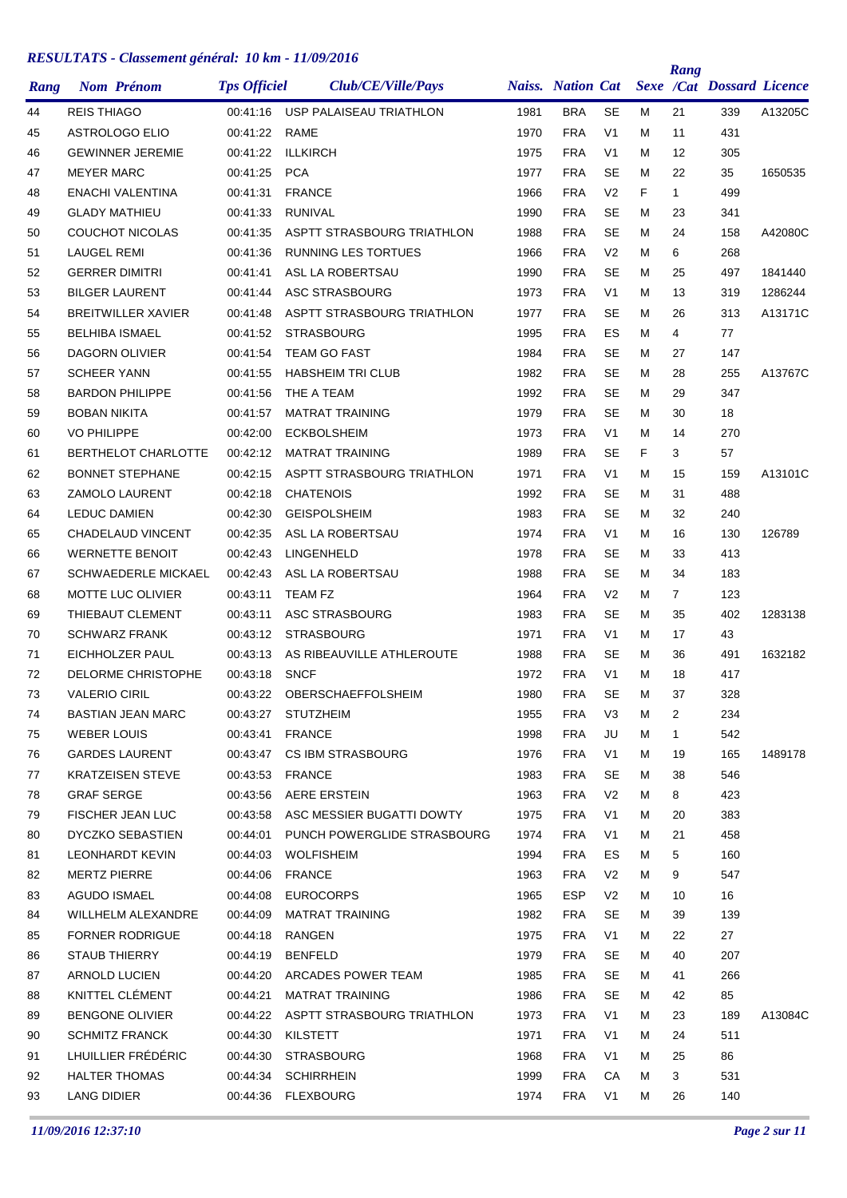## RESULTATS - Classement général: 10 km - 11/09/2016

| Rang | Nom Prénom | Tps Officiel | Club/CE/Ville/Pays | Naiss. | Nation | Cat | Sexe | Rang /Cat | Dossard | Licence |
|---|---|---|---|---|---|---|---|---|---|---|
| 44 | REIS THIAGO | 00:41:16 | USP PALAISEAU TRIATHLON | 1981 | BRA | SE | M | 21 | 339 | A13205C |
| 45 | ASTROLOGO ELIO | 00:41:22 | RAME | 1970 | FRA | V1 | M | 11 | 431 | |
| 46 | GEWINNER JEREMIE | 00:41:22 | ILLKIRCH | 1975 | FRA | V1 | M | 12 | 305 | |
| 47 | MEYER MARC | 00:41:25 | PCA | 1977 | FRA | SE | M | 22 | 35 | 1650535 |
| 48 | ENACHI VALENTINA | 00:41:31 | FRANCE | 1966 | FRA | V2 | F | 1 | 499 | |
| 49 | GLADY MATHIEU | 00:41:33 | RUNIVAL | 1990 | FRA | SE | M | 23 | 341 | |
| 50 | COUCHOT NICOLAS | 00:41:35 | ASPTT STRASBOURG TRIATHLON | 1988 | FRA | SE | M | 24 | 158 | A42080C |
| 51 | LAUGEL REMI | 00:41:36 | RUNNING LES TORTUES | 1966 | FRA | V2 | M | 6 | 268 | |
| 52 | GERRER DIMITRI | 00:41:41 | ASL LA ROBERTSAU | 1990 | FRA | SE | M | 25 | 497 | 1841440 |
| 53 | BILGER LAURENT | 00:41:44 | ASC STRASBOURG | 1973 | FRA | V1 | M | 13 | 319 | 1286244 |
| 54 | BREITWILLER XAVIER | 00:41:48 | ASPTT STRASBOURG TRIATHLON | 1977 | FRA | SE | M | 26 | 313 | A13171C |
| 55 | BELHIBA ISMAEL | 00:41:52 | STRASBOURG | 1995 | FRA | ES | M | 4 | 77 | |
| 56 | DAGORN OLIVIER | 00:41:54 | TEAM GO FAST | 1984 | FRA | SE | M | 27 | 147 | |
| 57 | SCHEER YANN | 00:41:55 | HABSHEIM TRI CLUB | 1982 | FRA | SE | M | 28 | 255 | A13767C |
| 58 | BARDON PHILIPPE | 00:41:56 | THE A TEAM | 1992 | FRA | SE | M | 29 | 347 | |
| 59 | BOBAN NIKITA | 00:41:57 | MATRAT TRAINING | 1979 | FRA | SE | M | 30 | 18 | |
| 60 | VO PHILIPPE | 00:42:00 | ECKBOLSHEIM | 1973 | FRA | V1 | M | 14 | 270 | |
| 61 | BERTHELOT CHARLOTTE | 00:42:12 | MATRAT TRAINING | 1989 | FRA | SE | F | 3 | 57 | |
| 62 | BONNET STEPHANE | 00:42:15 | ASPTT STRASBOURG TRIATHLON | 1971 | FRA | V1 | M | 15 | 159 | A13101C |
| 63 | ZAMOLO LAURENT | 00:42:18 | CHATENOIS | 1992 | FRA | SE | M | 31 | 488 | |
| 64 | LEDUC DAMIEN | 00:42:30 | GEISPOLSHEIM | 1983 | FRA | SE | M | 32 | 240 | |
| 65 | CHADELAUD VINCENT | 00:42:35 | ASL LA ROBERTSAU | 1974 | FRA | V1 | M | 16 | 130 | 126789 |
| 66 | WERNETTE BENOIT | 00:42:43 | LINGENHELD | 1978 | FRA | SE | M | 33 | 413 | |
| 67 | SCHWAEDERLE MICKAEL | 00:42:43 | ASL LA ROBERTSAU | 1988 | FRA | SE | M | 34 | 183 | |
| 68 | MOTTE LUC OLIVIER | 00:43:11 | TEAM FZ | 1964 | FRA | V2 | M | 7 | 123 | |
| 69 | THIEBAUT CLEMENT | 00:43:11 | ASC STRASBOURG | 1983 | FRA | SE | M | 35 | 402 | 1283138 |
| 70 | SCHWARZ FRANK | 00:43:12 | STRASBOURG | 1971 | FRA | V1 | M | 17 | 43 | |
| 71 | EICHHOLZER PAUL | 00:43:13 | AS RIBEAUVILLE ATHLEROUTE | 1988 | FRA | SE | M | 36 | 491 | 1632182 |
| 72 | DELORME CHRISTOPHE | 00:43:18 | SNCF | 1972 | FRA | V1 | M | 18 | 417 | |
| 73 | VALERIO CIRIL | 00:43:22 | OBERSCHAEFFOLSHEIM | 1980 | FRA | SE | M | 37 | 328 | |
| 74 | BASTIAN JEAN MARC | 00:43:27 | STUTZHEIM | 1955 | FRA | V3 | M | 2 | 234 | |
| 75 | WEBER LOUIS | 00:43:41 | FRANCE | 1998 | FRA | JU | M | 1 | 542 | |
| 76 | GARDES LAURENT | 00:43:47 | CS IBM STRASBOURG | 1976 | FRA | V1 | M | 19 | 165 | 1489178 |
| 77 | KRATZEISEN STEVE | 00:43:53 | FRANCE | 1983 | FRA | SE | M | 38 | 546 | |
| 78 | GRAF SERGE | 00:43:56 | AERE ERSTEIN | 1963 | FRA | V2 | M | 8 | 423 | |
| 79 | FISCHER JEAN LUC | 00:43:58 | ASC MESSIER BUGATTI DOWTY | 1975 | FRA | V1 | M | 20 | 383 | |
| 80 | DYCZKO SEBASTIEN | 00:44:01 | PUNCH POWERGLIDE STRASBOURG | 1974 | FRA | V1 | M | 21 | 458 | |
| 81 | LEONHARDT KEVIN | 00:44:03 | WOLFISHEIM | 1994 | FRA | ES | M | 5 | 160 | |
| 82 | MERTZ PIERRE | 00:44:06 | FRANCE | 1963 | FRA | V2 | M | 9 | 547 | |
| 83 | AGUDO ISMAEL | 00:44:08 | EUROCORPS | 1965 | ESP | V2 | M | 10 | 16 | |
| 84 | WILLHELM ALEXANDRE | 00:44:09 | MATRAT TRAINING | 1982 | FRA | SE | M | 39 | 139 | |
| 85 | FORNER RODRIGUE | 00:44:18 | RANGEN | 1975 | FRA | V1 | M | 22 | 27 | |
| 86 | STAUB THIERRY | 00:44:19 | BENFELD | 1979 | FRA | SE | M | 40 | 207 | |
| 87 | ARNOLD LUCIEN | 00:44:20 | ARCADES POWER TEAM | 1985 | FRA | SE | M | 41 | 266 | |
| 88 | KNITTEL CLÉMENT | 00:44:21 | MATRAT TRAINING | 1986 | FRA | SE | M | 42 | 85 | |
| 89 | BENGONE OLIVIER | 00:44:22 | ASPTT STRASBOURG TRIATHLON | 1973 | FRA | V1 | M | 23 | 189 | A13084C |
| 90 | SCHMITZ FRANCK | 00:44:30 | KILSTETT | 1971 | FRA | V1 | M | 24 | 511 | |
| 91 | LHUILLIER FRÉDÉRIC | 00:44:30 | STRASBOURG | 1968 | FRA | V1 | M | 25 | 86 | |
| 92 | HALTER THOMAS | 00:44:34 | SCHIRRHEIN | 1999 | FRA | CA | M | 3 | 531 | |
| 93 | LANG DIDIER | 00:44:36 | FLEXBOURG | 1974 | FRA | V1 | M | 26 | 140 | |

*11/09/2016 12:37:10*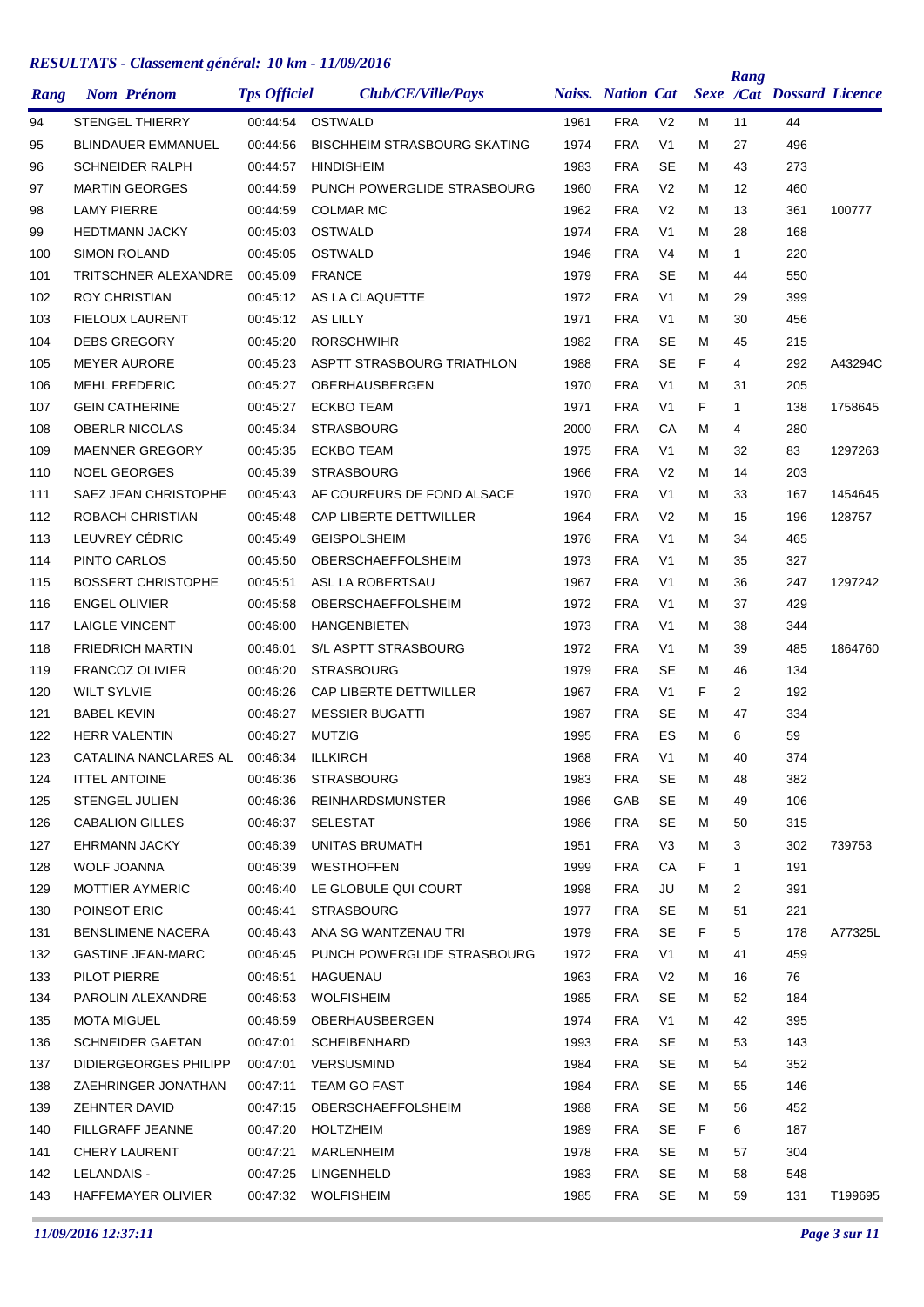# RESULTATS - Classement général: 10 km - 11/09/2016

| Rang | Nom Prénom | Tps Officiel | Club/CE/Ville/Pays | Naiss. | Nation | Cat | Sexe | Rang /Cat | Dossard | Licence |
|---|---|---|---|---|---|---|---|---|---|---|
| 94 | STENGEL THIERRY | 00:44:54 | OSTWALD | 1961 | FRA | V2 | M | 11 | 44 | |
| 95 | BLINDAUER EMMANUEL | 00:44:56 | BISCHHEIM STRASBOURG SKATING | 1974 | FRA | V1 | M | 27 | 496 | |
| 96 | SCHNEIDER RALPH | 00:44:57 | HINDISHEIM | 1983 | FRA | SE | M | 43 | 273 | |
| 97 | MARTIN GEORGES | 00:44:59 | PUNCH POWERGLIDE STRASBOURG | 1960 | FRA | V2 | M | 12 | 460 | |
| 98 | LAMY PIERRE | 00:44:59 | COLMAR MC | 1962 | FRA | V2 | M | 13 | 361 | 100777 |
| 99 | HEDTMANN JACKY | 00:45:03 | OSTWALD | 1974 | FRA | V1 | M | 28 | 168 | |
| 100 | SIMON ROLAND | 00:45:05 | OSTWALD | 1946 | FRA | V4 | M | 1 | 220 | |
| 101 | TRITSCHNER ALEXANDRE | 00:45:09 | FRANCE | 1979 | FRA | SE | M | 44 | 550 | |
| 102 | ROY CHRISTIAN | 00:45:12 | AS LA CLAQUETTE | 1972 | FRA | V1 | M | 29 | 399 | |
| 103 | FIELOUX LAURENT | 00:45:12 | AS LILLY | 1971 | FRA | V1 | M | 30 | 456 | |
| 104 | DEBS GREGORY | 00:45:20 | RORSCHWIHR | 1982 | FRA | SE | M | 45 | 215 | |
| 105 | MEYER AURORE | 00:45:23 | ASPTT STRASBOURG TRIATHLON | 1988 | FRA | SE | F | 4 | 292 | A43294C |
| 106 | MEHL FREDERIC | 00:45:27 | OBERHAUSBERGEN | 1970 | FRA | V1 | M | 31 | 205 | |
| 107 | GEIN CATHERINE | 00:45:27 | ECKBO TEAM | 1971 | FRA | V1 | F | 1 | 138 | 1758645 |
| 108 | OBERLR NICOLAS | 00:45:34 | STRASBOURG | 2000 | FRA | CA | M | 4 | 280 | |
| 109 | MAENNER GREGORY | 00:45:35 | ECKBO TEAM | 1975 | FRA | V1 | M | 32 | 83 | 1297263 |
| 110 | NOEL GEORGES | 00:45:39 | STRASBOURG | 1966 | FRA | V2 | M | 14 | 203 | |
| 111 | SAEZ JEAN CHRISTOPHE | 00:45:43 | AF COUREURS DE FOND ALSACE | 1970 | FRA | V1 | M | 33 | 167 | 1454645 |
| 112 | ROBACH CHRISTIAN | 00:45:48 | CAP LIBERTE DETTWILLER | 1964 | FRA | V2 | M | 15 | 196 | 128757 |
| 113 | LEUVREY CÉDRIC | 00:45:49 | GEISPOLSHEIM | 1976 | FRA | V1 | M | 34 | 465 | |
| 114 | PINTO CARLOS | 00:45:50 | OBERSCHAEFFOLSHEIM | 1973 | FRA | V1 | M | 35 | 327 | |
| 115 | BOSSERT CHRISTOPHE | 00:45:51 | ASL LA ROBERTSAU | 1967 | FRA | V1 | M | 36 | 247 | 1297242 |
| 116 | ENGEL OLIVIER | 00:45:58 | OBERSCHAEFFOLSHEIM | 1972 | FRA | V1 | M | 37 | 429 | |
| 117 | LAIGLE VINCENT | 00:46:00 | HANGENBIETEN | 1973 | FRA | V1 | M | 38 | 344 | |
| 118 | FRIEDRICH MARTIN | 00:46:01 | S/L ASPTT STRASBOURG | 1972 | FRA | V1 | M | 39 | 485 | 1864760 |
| 119 | FRANCOZ OLIVIER | 00:46:20 | STRASBOURG | 1979 | FRA | SE | M | 46 | 134 | |
| 120 | WILT SYLVIE | 00:46:26 | CAP LIBERTE DETTWILLER | 1967 | FRA | V1 | F | 2 | 192 | |
| 121 | BABEL KEVIN | 00:46:27 | MESSIER BUGATTI | 1987 | FRA | SE | M | 47 | 334 | |
| 122 | HERR VALENTIN | 00:46:27 | MUTZIG | 1995 | FRA | ES | M | 6 | 59 | |
| 123 | CATALINA NANCLARES AL | 00:46:34 | ILLKIRCH | 1968 | FRA | V1 | M | 40 | 374 | |
| 124 | ITTEL ANTOINE | 00:46:36 | STRASBOURG | 1983 | FRA | SE | M | 48 | 382 | |
| 125 | STENGEL JULIEN | 00:46:36 | REINHARDSMUNSTER | 1986 | GAB | SE | M | 49 | 106 | |
| 126 | CABALION GILLES | 00:46:37 | SELESTAT | 1986 | FRA | SE | M | 50 | 315 | |
| 127 | EHRMANN JACKY | 00:46:39 | UNITAS BRUMATH | 1951 | FRA | V3 | M | 3 | 302 | 739753 |
| 128 | WOLF JOANNA | 00:46:39 | WESTHOFFEN | 1999 | FRA | CA | F | 1 | 191 | |
| 129 | MOTTIER AYMERIC | 00:46:40 | LE GLOBULE QUI COURT | 1998 | FRA | JU | M | 2 | 391 | |
| 130 | POINSOT ERIC | 00:46:41 | STRASBOURG | 1977 | FRA | SE | M | 51 | 221 | |
| 131 | BENSLIMENE NACERA | 00:46:43 | ANA SG WANTZENAU TRI | 1979 | FRA | SE | F | 5 | 178 | A77325L |
| 132 | GASTINE JEAN-MARC | 00:46:45 | PUNCH POWERGLIDE STRASBOURG | 1972 | FRA | V1 | M | 41 | 459 | |
| 133 | PILOT PIERRE | 00:46:51 | HAGUENAU | 1963 | FRA | V2 | M | 16 | 76 | |
| 134 | PAROLIN ALEXANDRE | 00:46:53 | WOLFISHEIM | 1985 | FRA | SE | M | 52 | 184 | |
| 135 | MOTA MIGUEL | 00:46:59 | OBERHAUSBERGEN | 1974 | FRA | V1 | M | 42 | 395 | |
| 136 | SCHNEIDER GAETAN | 00:47:01 | SCHEIBENHARD | 1993 | FRA | SE | M | 53 | 143 | |
| 137 | DIDIERGEORGES PHILIPP | 00:47:01 | VERSUSMIND | 1984 | FRA | SE | M | 54 | 352 | |
| 138 | ZAEHRINGER JONATHAN | 00:47:11 | TEAM GO FAST | 1984 | FRA | SE | M | 55 | 146 | |
| 139 | ZEHNTER DAVID | 00:47:15 | OBERSCHAEFFOLSHEIM | 1988 | FRA | SE | M | 56 | 452 | |
| 140 | FILLGRAFF JEANNE | 00:47:20 | HOLTZHEIM | 1989 | FRA | SE | F | 6 | 187 | |
| 141 | CHERY LAURENT | 00:47:21 | MARLENHEIM | 1978 | FRA | SE | M | 57 | 304 | |
| 142 | LELANDAIS - | 00:47:25 | LINGENHELD | 1983 | FRA | SE | M | 58 | 548 | |
| 143 | HAFFEMAYER OLIVIER | 00:47:32 | WOLFISHEIM | 1985 | FRA | SE | M | 59 | 131 | T199695 |

*11/09/2016 12:37:11*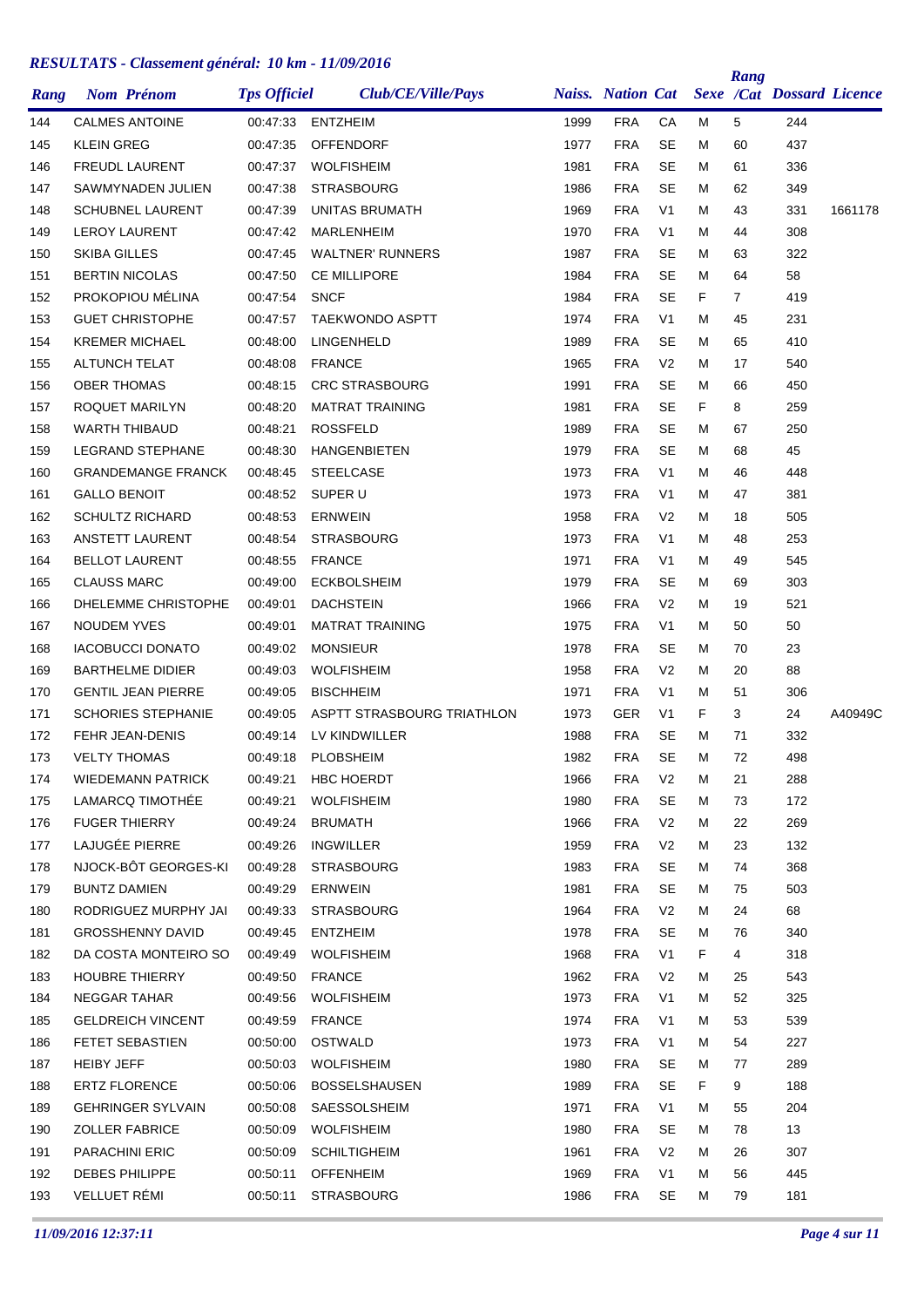## RESULTATS - Classement général: 10 km - 11/09/2016

| Rang | Nom Prénom | Tps Officiel | Club/CE/Ville/Pays | Naiss. | Nation | Cat | Sexe | Rang /Cat | Dossard | Licence |
|---|---|---|---|---|---|---|---|---|---|---|
| 144 | CALMES ANTOINE | 00:47:33 | ENTZHEIM | 1999 | FRA | CA | M | 5 | 244 | |
| 145 | KLEIN GREG | 00:47:35 | OFFENDORF | 1977 | FRA | SE | M | 60 | 437 | |
| 146 | FREUDL LAURENT | 00:47:37 | WOLFISHEIM | 1981 | FRA | SE | M | 61 | 336 | |
| 147 | SAWMYNADEN JULIEN | 00:47:38 | STRASBOURG | 1986 | FRA | SE | M | 62 | 349 | |
| 148 | SCHUBNEL LAURENT | 00:47:39 | UNITAS BRUMATH | 1969 | FRA | V1 | M | 43 | 331 | 1661178 |
| 149 | LEROY LAURENT | 00:47:42 | MARLENHEIM | 1970 | FRA | V1 | M | 44 | 308 | |
| 150 | SKIBA GILLES | 00:47:45 | WALTNER' RUNNERS | 1987 | FRA | SE | M | 63 | 322 | |
| 151 | BERTIN NICOLAS | 00:47:50 | CE MILLIPORE | 1984 | FRA | SE | M | 64 | 58 | |
| 152 | PROKOPIOU MÉLINA | 00:47:54 | SNCF | 1984 | FRA | SE | F | 7 | 419 | |
| 153 | GUET CHRISTOPHE | 00:47:57 | TAEKWONDO ASPTT | 1974 | FRA | V1 | M | 45 | 231 | |
| 154 | KREMER MICHAEL | 00:48:00 | LINGENHELD | 1989 | FRA | SE | M | 65 | 410 | |
| 155 | ALTUNCH TELAT | 00:48:08 | FRANCE | 1965 | FRA | V2 | M | 17 | 540 | |
| 156 | OBER THOMAS | 00:48:15 | CRC STRASBOURG | 1991 | FRA | SE | M | 66 | 450 | |
| 157 | ROQUET MARILYN | 00:48:20 | MATRAT TRAINING | 1981 | FRA | SE | F | 8 | 259 | |
| 158 | WARTH THIBAUD | 00:48:21 | ROSSFELD | 1989 | FRA | SE | M | 67 | 250 | |
| 159 | LEGRAND STEPHANE | 00:48:30 | HANGENBIETEN | 1979 | FRA | SE | M | 68 | 45 | |
| 160 | GRANDEMANGE FRANCK | 00:48:45 | STEELCASE | 1973 | FRA | V1 | M | 46 | 448 | |
| 161 | GALLO BENOIT | 00:48:52 | SUPER U | 1973 | FRA | V1 | M | 47 | 381 | |
| 162 | SCHULTZ RICHARD | 00:48:53 | ERNWEIN | 1958 | FRA | V2 | M | 18 | 505 | |
| 163 | ANSTETT LAURENT | 00:48:54 | STRASBOURG | 1973 | FRA | V1 | M | 48 | 253 | |
| 164 | BELLOT LAURENT | 00:48:55 | FRANCE | 1971 | FRA | V1 | M | 49 | 545 | |
| 165 | CLAUSS MARC | 00:49:00 | ECKBOLSHEIM | 1979 | FRA | SE | M | 69 | 303 | |
| 166 | DHELEMME CHRISTOPHE | 00:49:01 | DACHSTEIN | 1966 | FRA | V2 | M | 19 | 521 | |
| 167 | NOUDEM YVES | 00:49:01 | MATRAT TRAINING | 1975 | FRA | V1 | M | 50 | 50 | |
| 168 | IACOBUCCI DONATO | 00:49:02 | MONSIEUR | 1978 | FRA | SE | M | 70 | 23 | |
| 169 | BARTHELME DIDIER | 00:49:03 | WOLFISHEIM | 1958 | FRA | V2 | M | 20 | 88 | |
| 170 | GENTIL JEAN PIERRE | 00:49:05 | BISCHHEIM | 1971 | FRA | V1 | M | 51 | 306 | |
| 171 | SCHORIES STEPHANIE | 00:49:05 | ASPTT STRASBOURG TRIATHLON | 1973 | GER | V1 | F | 3 | 24 | A40949C |
| 172 | FEHR JEAN-DENIS | 00:49:14 | LV KINDWILLER | 1988 | FRA | SE | M | 71 | 332 | |
| 173 | VELTY THOMAS | 00:49:18 | PLOBSHEIM | 1982 | FRA | SE | M | 72 | 498 | |
| 174 | WIEDEMANN PATRICK | 00:49:21 | HBC HOERDT | 1966 | FRA | V2 | M | 21 | 288 | |
| 175 | LAMARCQ TIMOTHÉE | 00:49:21 | WOLFISHEIM | 1980 | FRA | SE | M | 73 | 172 | |
| 176 | FUGER THIERRY | 00:49:24 | BRUMATH | 1966 | FRA | V2 | M | 22 | 269 | |
| 177 | LAJUGÉE PIERRE | 00:49:26 | INGWILLER | 1959 | FRA | V2 | M | 23 | 132 | |
| 178 | NJOCK-BÔT GEORGES-KI | 00:49:28 | STRASBOURG | 1983 | FRA | SE | M | 74 | 368 | |
| 179 | BUNTZ DAMIEN | 00:49:29 | ERNWEIN | 1981 | FRA | SE | M | 75 | 503 | |
| 180 | RODRIGUEZ MURPHY JAI | 00:49:33 | STRASBOURG | 1964 | FRA | V2 | M | 24 | 68 | |
| 181 | GROSSHENNY DAVID | 00:49:45 | ENTZHEIM | 1978 | FRA | SE | M | 76 | 340 | |
| 182 | DA COSTA MONTEIRO SO | 00:49:49 | WOLFISHEIM | 1968 | FRA | V1 | F | 4 | 318 | |
| 183 | HOUBRE THIERRY | 00:49:50 | FRANCE | 1962 | FRA | V2 | M | 25 | 543 | |
| 184 | NEGGAR TAHAR | 00:49:56 | WOLFISHEIM | 1973 | FRA | V1 | M | 52 | 325 | |
| 185 | GELDREICH VINCENT | 00:49:59 | FRANCE | 1974 | FRA | V1 | M | 53 | 539 | |
| 186 | FETET SEBASTIEN | 00:50:00 | OSTWALD | 1973 | FRA | V1 | M | 54 | 227 | |
| 187 | HEIBY JEFF | 00:50:03 | WOLFISHEIM | 1980 | FRA | SE | M | 77 | 289 | |
| 188 | ERTZ FLORENCE | 00:50:06 | BOSSELSHAUSEN | 1989 | FRA | SE | F | 9 | 188 | |
| 189 | GEHRINGER SYLVAIN | 00:50:08 | SAESSOLSHEIM | 1971 | FRA | V1 | M | 55 | 204 | |
| 190 | ZOLLER FABRICE | 00:50:09 | WOLFISHEIM | 1980 | FRA | SE | M | 78 | 13 | |
| 191 | PARACHINI ERIC | 00:50:09 | SCHILTIGHEIM | 1961 | FRA | V2 | M | 26 | 307 | |
| 192 | DEBES PHILIPPE | 00:50:11 | OFFENHEIM | 1969 | FRA | V1 | M | 56 | 445 | |
| 193 | VELLUET RÉMI | 00:50:11 | STRASBOURG | 1986 | FRA | SE | M | 79 | 181 | |

*11/09/2016 12:37:11*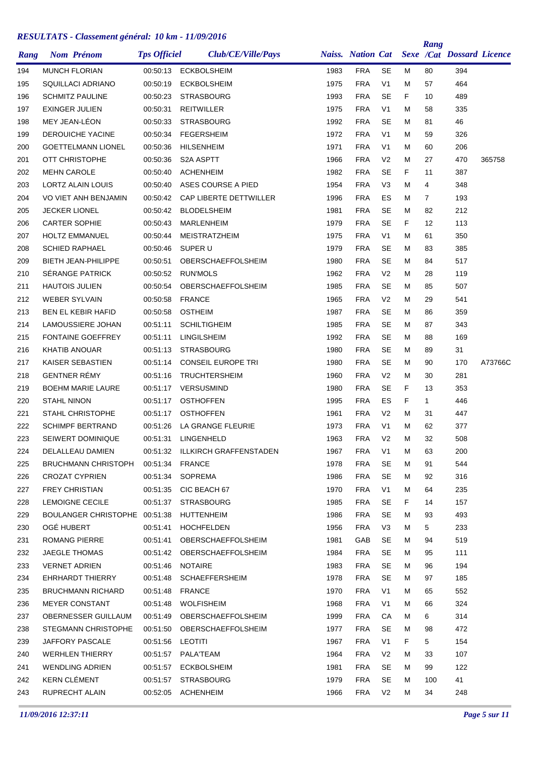## *RESULTATS - Classement général: 10 km - 11/09/2016*

| Rang | Nom Prénom | Tps Officiel | Club/CE/Ville/Pays | Naiss. | Nation | Cat | Sexe | Rang /Cat | Dossard | Licence |
|---|---|---|---|---|---|---|---|---|---|---|
| 194 | MUNCH FLORIAN | 00:50:13 | ECKBOLSHEIM | 1983 | FRA | SE | M | 80 | 394 | |
| 195 | SQUILLACI ADRIANO | 00:50:19 | ECKBOLSHEIM | 1975 | FRA | V1 | M | 57 | 464 | |
| 196 | SCHMITZ PAULINE | 00:50:23 | STRASBOURG | 1993 | FRA | SE | F | 10 | 489 | |
| 197 | EXINGER JULIEN | 00:50:31 | REITWILLER | 1975 | FRA | V1 | M | 58 | 335 | |
| 198 | MEY JEAN-LÉON | 00:50:33 | STRASBOURG | 1992 | FRA | SE | M | 81 | 46 | |
| 199 | DEROUICHE YACINE | 00:50:34 | FEGERSHEIM | 1972 | FRA | V1 | M | 59 | 326 | |
| 200 | GOETTELMANN LIONEL | 00:50:36 | HILSENHEIM | 1971 | FRA | V1 | M | 60 | 206 | |
| 201 | OTT CHRISTOPHE | 00:50:36 | S2A ASPTT | 1966 | FRA | V2 | M | 27 | 470 | 365758 |
| 202 | MEHN CAROLE | 00:50:40 | ACHENHEIM | 1982 | FRA | SE | F | 11 | 387 | |
| 203 | LORTZ ALAIN LOUIS | 00:50:40 | ASES COURSE A PIED | 1954 | FRA | V3 | M | 4 | 348 | |
| 204 | VO VIET ANH BENJAMIN | 00:50:42 | CAP LIBERTE DETTWILLER | 1996 | FRA | ES | M | 7 | 193 | |
| 205 | JECKER LIONEL | 00:50:42 | BLODELSHEIM | 1981 | FRA | SE | M | 82 | 212 | |
| 206 | CARTER SOPHIE | 00:50:43 | MARLENHEIM | 1979 | FRA | SE | F | 12 | 113 | |
| 207 | HOLTZ EMMANUEL | 00:50:44 | MEISTRATZHEIM | 1975 | FRA | V1 | M | 61 | 350 | |
| 208 | SCHIED RAPHAEL | 00:50:46 | SUPER U | 1979 | FRA | SE | M | 83 | 385 | |
| 209 | BIETH JEAN-PHILIPPE | 00:50:51 | OBERSCHAEFFOLSHEIM | 1980 | FRA | SE | M | 84 | 517 | |
| 210 | SÉRANGE PATRICK | 00:50:52 | RUN'MOLS | 1962 | FRA | V2 | M | 28 | 119 | |
| 211 | HAUTOIS JULIEN | 00:50:54 | OBERSCHAEFFOLSHEIM | 1985 | FRA | SE | M | 85 | 507 | |
| 212 | WEBER SYLVAIN | 00:50:58 | FRANCE | 1965 | FRA | V2 | M | 29 | 541 | |
| 213 | BEN EL KEBIR HAFID | 00:50:58 | OSTHEIM | 1987 | FRA | SE | M | 86 | 359 | |
| 214 | LAMOUSSIERE JOHAN | 00:51:11 | SCHILTIGHEIM | 1985 | FRA | SE | M | 87 | 343 | |
| 215 | FONTAINE GOEFFREY | 00:51:11 | LINGILSHEIM | 1992 | FRA | SE | M | 88 | 169 | |
| 216 | KHATIB ANOUAR | 00:51:13 | STRASBOURG | 1980 | FRA | SE | M | 89 | 31 | |
| 217 | KAISER SEBASTIEN | 00:51:14 | CONSEIL EUROPE TRI | 1980 | FRA | SE | M | 90 | 170 | A73766C |
| 218 | GENTNER RÉMY | 00:51:16 | TRUCHTERSHEIM | 1960 | FRA | V2 | M | 30 | 281 | |
| 219 | BOEHM MARIE LAURE | 00:51:17 | VERSUSMIND | 1980 | FRA | SE | F | 13 | 353 | |
| 220 | STAHL NINON | 00:51:17 | OSTHOFFEN | 1995 | FRA | ES | F | 1 | 446 | |
| 221 | STAHL CHRISTOPHE | 00:51:17 | OSTHOFFEN | 1961 | FRA | V2 | M | 31 | 447 | |
| 222 | SCHIMPF BERTRAND | 00:51:26 | LA GRANGE FLEURIE | 1973 | FRA | V1 | M | 62 | 377 | |
| 223 | SEIWERT DOMINIQUE | 00:51:31 | LINGENHELD | 1963 | FRA | V2 | M | 32 | 508 | |
| 224 | DELALLEAU DAMIEN | 00:51:32 | ILLKIRCH GRAFFENSTADEN | 1967 | FRA | V1 | M | 63 | 200 | |
| 225 | BRUCHMANN CHRISTOPH | 00:51:34 | FRANCE | 1978 | FRA | SE | M | 91 | 544 | |
| 226 | CROZAT CYPRIEN | 00:51:34 | SOPREMA | 1986 | FRA | SE | M | 92 | 316 | |
| 227 | FREY CHRISTIAN | 00:51:35 | CIC BEACH 67 | 1970 | FRA | V1 | M | 64 | 235 | |
| 228 | LEMOIGNE CECILE | 00:51:37 | STRASBOURG | 1985 | FRA | SE | F | 14 | 157 | |
| 229 | BOULANGER CHRISTOPHE | 00:51:38 | HUTTENHEIM | 1986 | FRA | SE | M | 93 | 493 | |
| 230 | OGÉ HUBERT | 00:51:41 | HOCHFELDEN | 1956 | FRA | V3 | M | 5 | 233 | |
| 231 | ROMANG PIERRE | 00:51:41 | OBERSCHAEFFOLSHEIM | 1981 | GAB | SE | M | 94 | 519 | |
| 232 | JAEGLE THOMAS | 00:51:42 | OBERSCHAEFFOLSHEIM | 1984 | FRA | SE | M | 95 | 111 | |
| 233 | VERNET ADRIEN | 00:51:46 | NOTAIRE | 1983 | FRA | SE | M | 96 | 194 | |
| 234 | EHRHARDT THIERRY | 00:51:48 | SCHAEFFERSHEIM | 1978 | FRA | SE | M | 97 | 185 | |
| 235 | BRUCHMANN RICHARD | 00:51:48 | FRANCE | 1970 | FRA | V1 | M | 65 | 552 | |
| 236 | MEYER CONSTANT | 00:51:48 | WOLFISHEIM | 1968 | FRA | V1 | M | 66 | 324 | |
| 237 | OBERNESSER GUILLAUM | 00:51:49 | OBERSCHAEFFOLSHEIM | 1999 | FRA | CA | M | 6 | 314 | |
| 238 | STEGMANN CHRISTOPHE | 00:51:50 | OBERSCHAEFFOLSHEIM | 1977 | FRA | SE | M | 98 | 472 | |
| 239 | JAFFORY PASCALE | 00:51:56 | LEOTITI | 1967 | FRA | V1 | F | 5 | 154 | |
| 240 | WERHLEN THIERRY | 00:51:57 | PALA'TEAM | 1964 | FRA | V2 | M | 33 | 107 | |
| 241 | WENDLING ADRIEN | 00:51:57 | ECKBOLSHEIM | 1981 | FRA | SE | M | 99 | 122 | |
| 242 | KERN CLÉMENT | 00:51:57 | STRASBOURG | 1979 | FRA | SE | M | 100 | 41 | |
| 243 | RUPRECHT ALAIN | 00:52:05 | ACHENHEIM | 1966 | FRA | V2 | M | 34 | 248 | |

*11/09/2016 12:37:11*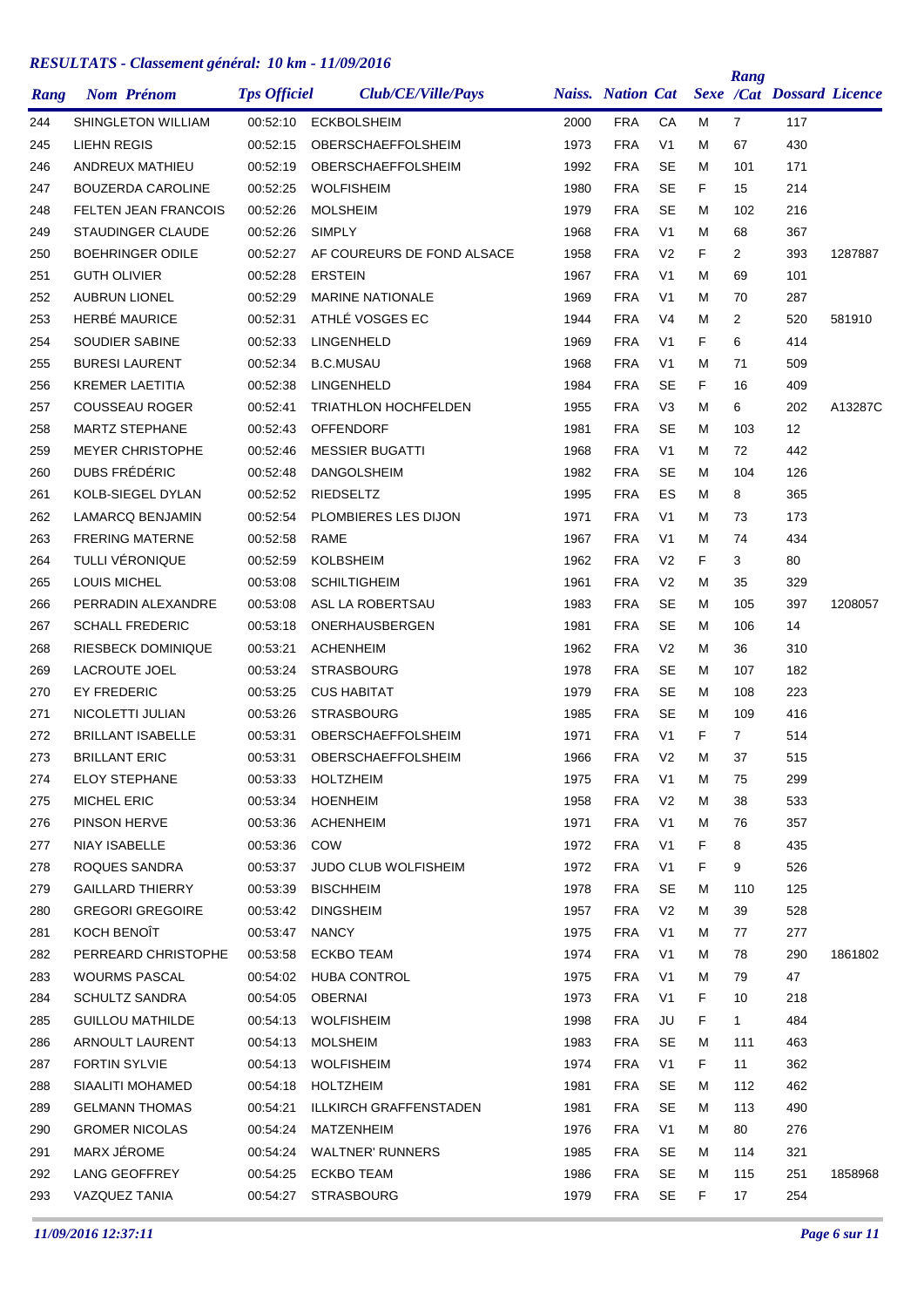## *RESULTATS - Classement général: 10 km - 11/09/2016*

| Rang | Nom Prénom | Tps Officiel | Club/CE/Ville/Pays | Naiss. | Nation | Cat | Sexe | Rang /Cat | Dossard | Licence |
|---|---|---|---|---|---|---|---|---|---|---|
| 244 | SHINGLETON WILLIAM | 00:52:10 | ECKBOLSHEIM | 2000 | FRA | CA | M | 7 | 117 | |
| 245 | LIEHN REGIS | 00:52:15 | OBERSCHAEFFOLSHEIM | 1973 | FRA | V1 | M | 67 | 430 | |
| 246 | ANDREUX MATHIEU | 00:52:19 | OBERSCHAEFFOLSHEIM | 1992 | FRA | SE | M | 101 | 171 | |
| 247 | BOUZERDA CAROLINE | 00:52:25 | WOLFISHEIM | 1980 | FRA | SE | F | 15 | 214 | |
| 248 | FELTEN JEAN FRANCOIS | 00:52:26 | MOLSHEIM | 1979 | FRA | SE | M | 102 | 216 | |
| 249 | STAUDINGER CLAUDE | 00:52:26 | SIMPLY | 1968 | FRA | V1 | M | 68 | 367 | |
| 250 | BOEHRINGER ODILE | 00:52:27 | AF COUREURS DE FOND ALSACE | 1958 | FRA | V2 | F | 2 | 393 | 1287887 |
| 251 | GUTH OLIVIER | 00:52:28 | ERSTEIN | 1967 | FRA | V1 | M | 69 | 101 | |
| 252 | AUBRUN LIONEL | 00:52:29 | MARINE NATIONALE | 1969 | FRA | V1 | M | 70 | 287 | |
| 253 | HERBÉ MAURICE | 00:52:31 | ATHLÉ VOSGES EC | 1944 | FRA | V4 | M | 2 | 520 | 581910 |
| 254 | SOUDIER SABINE | 00:52:33 | LINGENHELD | 1969 | FRA | V1 | F | 6 | 414 | |
| 255 | BURESI LAURENT | 00:52:34 | B.C.MUSAU | 1968 | FRA | V1 | M | 71 | 509 | |
| 256 | KREMER LAETITIA | 00:52:38 | LINGENHELD | 1984 | FRA | SE | F | 16 | 409 | |
| 257 | COUSSEAU ROGER | 00:52:41 | TRIATHLON HOCHFELDEN | 1955 | FRA | V3 | M | 6 | 202 | A13287C |
| 258 | MARTZ STEPHANE | 00:52:43 | OFFENDORF | 1981 | FRA | SE | M | 103 | 12 | |
| 259 | MEYER CHRISTOPHE | 00:52:46 | MESSIER BUGATTI | 1968 | FRA | V1 | M | 72 | 442 | |
| 260 | DUBS FRÉDÉRIC | 00:52:48 | DANGOLSHEIM | 1982 | FRA | SE | M | 104 | 126 | |
| 261 | KOLB-SIEGEL DYLAN | 00:52:52 | RIEDSELTZ | 1995 | FRA | ES | M | 8 | 365 | |
| 262 | LAMARCQ BENJAMIN | 00:52:54 | PLOMBIERES LES DIJON | 1971 | FRA | V1 | M | 73 | 173 | |
| 263 | FRERING MATERNE | 00:52:58 | RAME | 1967 | FRA | V1 | M | 74 | 434 | |
| 264 | TULLI VÉRONIQUE | 00:52:59 | KOLBSHEIM | 1962 | FRA | V2 | F | 3 | 80 | |
| 265 | LOUIS MICHEL | 00:53:08 | SCHILTIGHEIM | 1961 | FRA | V2 | M | 35 | 329 | |
| 266 | PERRADIN ALEXANDRE | 00:53:08 | ASL LA ROBERTSAU | 1983 | FRA | SE | M | 105 | 397 | 1208057 |
| 267 | SCHALL FREDERIC | 00:53:18 | ONERHAUSBERGEN | 1981 | FRA | SE | M | 106 | 14 | |
| 268 | RIESBECK DOMINIQUE | 00:53:21 | ACHENHEIM | 1962 | FRA | V2 | M | 36 | 310 | |
| 269 | LACROUTE JOEL | 00:53:24 | STRASBOURG | 1978 | FRA | SE | M | 107 | 182 | |
| 270 | EY FREDERIC | 00:53:25 | CUS HABITAT | 1979 | FRA | SE | M | 108 | 223 | |
| 271 | NICOLETTI JULIAN | 00:53:26 | STRASBOURG | 1985 | FRA | SE | M | 109 | 416 | |
| 272 | BRILLANT ISABELLE | 00:53:31 | OBERSCHAEFFOLSHEIM | 1971 | FRA | V1 | F | 7 | 514 | |
| 273 | BRILLANT ERIC | 00:53:31 | OBERSCHAEFFOLSHEIM | 1966 | FRA | V2 | M | 37 | 515 | |
| 274 | ELOY STEPHANE | 00:53:33 | HOLTZHEIM | 1975 | FRA | V1 | M | 75 | 299 | |
| 275 | MICHEL ERIC | 00:53:34 | HOENHEIM | 1958 | FRA | V2 | M | 38 | 533 | |
| 276 | PINSON HERVE | 00:53:36 | ACHENHEIM | 1971 | FRA | V1 | M | 76 | 357 | |
| 277 | NIAY ISABELLE | 00:53:36 | COW | 1972 | FRA | V1 | F | 8 | 435 | |
| 278 | ROQUES SANDRA | 00:53:37 | JUDO CLUB WOLFISHEIM | 1972 | FRA | V1 | F | 9 | 526 | |
| 279 | GAILLARD THIERRY | 00:53:39 | BISCHHEIM | 1978 | FRA | SE | M | 110 | 125 | |
| 280 | GREGORI GREGOIRE | 00:53:42 | DINGSHEIM | 1957 | FRA | V2 | M | 39 | 528 | |
| 281 | KOCH BENOÎT | 00:53:47 | NANCY | 1975 | FRA | V1 | M | 77 | 277 | |
| 282 | PERREARD CHRISTOPHE | 00:53:58 | ECKBO TEAM | 1974 | FRA | V1 | M | 78 | 290 | 1861802 |
| 283 | WOURMS PASCAL | 00:54:02 | HUBA CONTROL | 1975 | FRA | V1 | M | 79 | 47 | |
| 284 | SCHULTZ SANDRA | 00:54:05 | OBERNAI | 1973 | FRA | V1 | F | 10 | 218 | |
| 285 | GUILLOU MATHILDE | 00:54:13 | WOLFISHEIM | 1998 | FRA | JU | F | 1 | 484 | |
| 286 | ARNOULT LAURENT | 00:54:13 | MOLSHEIM | 1983 | FRA | SE | M | 111 | 463 | |
| 287 | FORTIN SYLVIE | 00:54:13 | WOLFISHEIM | 1974 | FRA | V1 | F | 11 | 362 | |
| 288 | SIAALITI MOHAMED | 00:54:18 | HOLTZHEIM | 1981 | FRA | SE | M | 112 | 462 | |
| 289 | GELMANN THOMAS | 00:54:21 | ILLKIRCH GRAFFENSTADEN | 1981 | FRA | SE | M | 113 | 490 | |
| 290 | GROMER NICOLAS | 00:54:24 | MATZENHEIM | 1976 | FRA | V1 | M | 80 | 276 | |
| 291 | MARX JÉROME | 00:54:24 | WALTNER' RUNNERS | 1985 | FRA | SE | M | 114 | 321 | |
| 292 | LANG GEOFFREY | 00:54:25 | ECKBO TEAM | 1986 | FRA | SE | M | 115 | 251 | 1858968 |
| 293 | VAZQUEZ TANIA | 00:54:27 | STRASBOURG | 1979 | FRA | SE | F | 17 | 254 | |

*11/09/2016 12:37:11*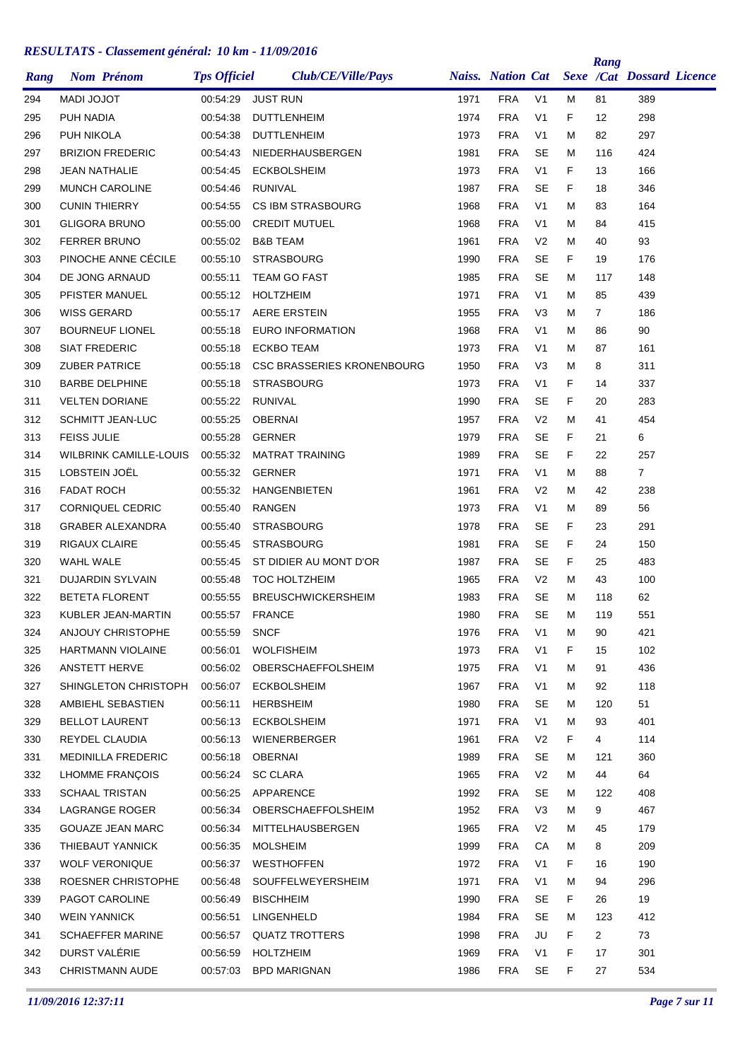## RESULTATS - Classement général: 10 km - 11/09/2016

| Rang | Nom Prénom | Tps Officiel | Club/CE/Ville/Pays | Naiss. | Nation | Cat | Sexe | Rang /Cat | Dossard | Licence |
|---|---|---|---|---|---|---|---|---|---|---|
| 294 | MADI JOJOT | 00:54:29 | JUST RUN | 1971 | FRA | V1 | M | 81 | 389 | |
| 295 | PUH NADIA | 00:54:38 | DUTTLENHEIM | 1974 | FRA | V1 | F | 12 | 298 | |
| 296 | PUH NIKOLA | 00:54:38 | DUTTLENHEIM | 1973 | FRA | V1 | M | 82 | 297 | |
| 297 | BRIZION FREDERIC | 00:54:43 | NIEDERHAUSBERGEN | 1981 | FRA | SE | M | 116 | 424 | |
| 298 | JEAN NATHALIE | 00:54:45 | ECKBOLSHEIM | 1973 | FRA | V1 | F | 13 | 166 | |
| 299 | MUNCH CAROLINE | 00:54:46 | RUNIVAL | 1987 | FRA | SE | F | 18 | 346 | |
| 300 | CUNIN THIERRY | 00:54:55 | CS IBM STRASBOURG | 1968 | FRA | V1 | M | 83 | 164 | |
| 301 | GLIGORA BRUNO | 00:55:00 | CREDIT MUTUEL | 1968 | FRA | V1 | M | 84 | 415 | |
| 302 | FERRER BRUNO | 00:55:02 | B&B TEAM | 1961 | FRA | V2 | M | 40 | 93 | |
| 303 | PINOCHE ANNE CÉCILE | 00:55:10 | STRASBOURG | 1990 | FRA | SE | F | 19 | 176 | |
| 304 | DE JONG ARNAUD | 00:55:11 | TEAM GO FAST | 1985 | FRA | SE | M | 117 | 148 | |
| 305 | PFISTER MANUEL | 00:55:12 | HOLTZHEIM | 1971 | FRA | V1 | M | 85 | 439 | |
| 306 | WISS GERARD | 00:55:17 | AERE ERSTEIN | 1955 | FRA | V3 | M | 7 | 186 | |
| 307 | BOURNEUF LIONEL | 00:55:18 | EURO INFORMATION | 1968 | FRA | V1 | M | 86 | 90 | |
| 308 | SIAT FREDERIC | 00:55:18 | ECKBO TEAM | 1973 | FRA | V1 | M | 87 | 161 | |
| 309 | ZUBER PATRICE | 00:55:18 | CSC BRASSERIES KRONENBOURG | 1950 | FRA | V3 | M | 8 | 311 | |
| 310 | BARBE DELPHINE | 00:55:18 | STRASBOURG | 1973 | FRA | V1 | F | 14 | 337 | |
| 311 | VELTEN DORIANE | 00:55:22 | RUNIVAL | 1990 | FRA | SE | F | 20 | 283 | |
| 312 | SCHMITT JEAN-LUC | 00:55:25 | OBERNAI | 1957 | FRA | V2 | M | 41 | 454 | |
| 313 | FEISS JULIE | 00:55:28 | GERNER | 1979 | FRA | SE | F | 21 | 6 | |
| 314 | WILBRINK CAMILLE-LOUIS | 00:55:32 | MATRAT TRAINING | 1989 | FRA | SE | F | 22 | 257 | |
| 315 | LOBSTEIN JOËL | 00:55:32 | GERNER | 1971 | FRA | V1 | M | 88 | 7 | |
| 316 | FADAT ROCH | 00:55:32 | HANGENBIETEN | 1961 | FRA | V2 | M | 42 | 238 | |
| 317 | CORNIQUEL CEDRIC | 00:55:40 | RANGEN | 1973 | FRA | V1 | M | 89 | 56 | |
| 318 | GRABER ALEXANDRA | 00:55:40 | STRASBOURG | 1978 | FRA | SE | F | 23 | 291 | |
| 319 | RIGAUX CLAIRE | 00:55:45 | STRASBOURG | 1981 | FRA | SE | F | 24 | 150 | |
| 320 | WAHL WALE | 00:55:45 | ST DIDIER AU MONT D'OR | 1987 | FRA | SE | F | 25 | 483 | |
| 321 | DUJARDIN SYLVAIN | 00:55:48 | TOC HOLTZHEIM | 1965 | FRA | V2 | M | 43 | 100 | |
| 322 | BETETA FLORENT | 00:55:55 | BREUSCHWICKERSHEIM | 1983 | FRA | SE | M | 118 | 62 | |
| 323 | KUBLER JEAN-MARTIN | 00:55:57 | FRANCE | 1980 | FRA | SE | M | 119 | 551 | |
| 324 | ANJOUY CHRISTOPHE | 00:55:59 | SNCF | 1976 | FRA | V1 | M | 90 | 421 | |
| 325 | HARTMANN VIOLAINE | 00:56:01 | WOLFISHEIM | 1973 | FRA | V1 | F | 15 | 102 | |
| 326 | ANSTETT HERVE | 00:56:02 | OBERSCHAEFFOLSHEIM | 1975 | FRA | V1 | M | 91 | 436 | |
| 327 | SHINGLETON CHRISTOPH | 00:56:07 | ECKBOLSHEIM | 1967 | FRA | V1 | M | 92 | 118 | |
| 328 | AMBIEHL SEBASTIEN | 00:56:11 | HERBSHEIM | 1980 | FRA | SE | M | 120 | 51 | |
| 329 | BELLOT LAURENT | 00:56:13 | ECKBOLSHEIM | 1971 | FRA | V1 | M | 93 | 401 | |
| 330 | REYDEL CLAUDIA | 00:56:13 | WIENERBERGER | 1961 | FRA | V2 | F | 4 | 114 | |
| 331 | MEDINILLA FREDERIC | 00:56:18 | OBERNAI | 1989 | FRA | SE | M | 121 | 360 | |
| 332 | LHOMME FRANÇOIS | 00:56:24 | SC CLARA | 1965 | FRA | V2 | M | 44 | 64 | |
| 333 | SCHAAL TRISTAN | 00:56:25 | APPARENCE | 1992 | FRA | SE | M | 122 | 408 | |
| 334 | LAGRANGE ROGER | 00:56:34 | OBERSCHAEFFOLSHEIM | 1952 | FRA | V3 | M | 9 | 467 | |
| 335 | GOUAZE JEAN MARC | 00:56:34 | MITTELHAUSBERGEN | 1965 | FRA | V2 | M | 45 | 179 | |
| 336 | THIEBAUT YANNICK | 00:56:35 | MOLSHEIM | 1999 | FRA | CA | M | 8 | 209 | |
| 337 | WOLF VERONIQUE | 00:56:37 | WESTHOFFEN | 1972 | FRA | V1 | F | 16 | 190 | |
| 338 | ROESNER CHRISTOPHE | 00:56:48 | SOUFFELWEYERSHEIM | 1971 | FRA | V1 | M | 94 | 296 | |
| 339 | PAGOT CAROLINE | 00:56:49 | BISCHHEIM | 1990 | FRA | SE | F | 26 | 19 | |
| 340 | WEIN YANNICK | 00:56:51 | LINGENHELD | 1984 | FRA | SE | M | 123 | 412 | |
| 341 | SCHAEFFER MARINE | 00:56:57 | QUATZ TROTTERS | 1998 | FRA | JU | F | 2 | 73 | |
| 342 | DURST VALÉRIE | 00:56:59 | HOLTZHEIM | 1969 | FRA | V1 | F | 17 | 301 | |
| 343 | CHRISTMANN AUDE | 00:57:03 | BPD MARIGNAN | 1986 | FRA | SE | F | 27 | 534 | |

*11/09/2016 12:37:11*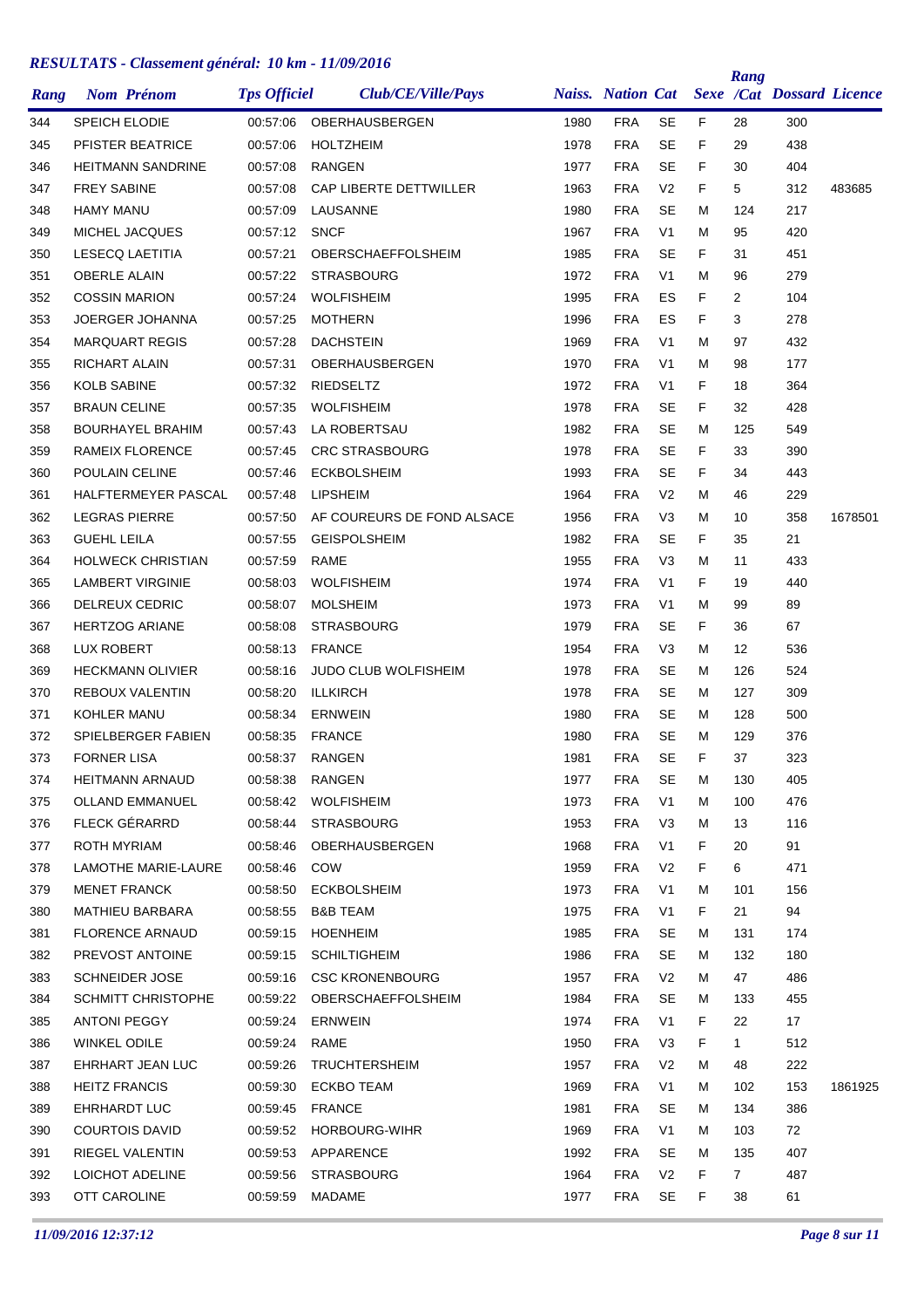## RESULTATS - Classement général: 10 km - 11/09/2016

| Rang | Nom Prénom | Tps Officiel | Club/CE/Ville/Pays | Naiss. | Nation | Cat | Sexe | Rang /Cat | Dossard | Licence |
|---|---|---|---|---|---|---|---|---|---|---|
| 344 | SPEICH ELODIE | 00:57:06 | OBERHAUSBERGEN | 1980 | FRA | SE | F | 28 | 300 | |
| 345 | PFISTER BEATRICE | 00:57:06 | HOLTZHEIM | 1978 | FRA | SE | F | 29 | 438 | |
| 346 | HEITMANN SANDRINE | 00:57:08 | RANGEN | 1977 | FRA | SE | F | 30 | 404 | |
| 347 | FREY SABINE | 00:57:08 | CAP LIBERTE DETTWILLER | 1963 | FRA | V2 | F | 5 | 312 | 483685 |
| 348 | HAMY MANU | 00:57:09 | LAUSANNE | 1980 | FRA | SE | M | 124 | 217 | |
| 349 | MICHEL JACQUES | 00:57:12 | SNCF | 1967 | FRA | V1 | M | 95 | 420 | |
| 350 | LESECQ LAETITIA | 00:57:21 | OBERSCHAEFFOLSHEIM | 1985 | FRA | SE | F | 31 | 451 | |
| 351 | OBERLE ALAIN | 00:57:22 | STRASBOURG | 1972 | FRA | V1 | M | 96 | 279 | |
| 352 | COSSIN MARION | 00:57:24 | WOLFISHEIM | 1995 | FRA | ES | F | 2 | 104 | |
| 353 | JOERGER JOHANNA | 00:57:25 | MOTHERN | 1996 | FRA | ES | F | 3 | 278 | |
| 354 | MARQUART REGIS | 00:57:28 | DACHSTEIN | 1969 | FRA | V1 | M | 97 | 432 | |
| 355 | RICHART ALAIN | 00:57:31 | OBERHAUSBERGEN | 1970 | FRA | V1 | M | 98 | 177 | |
| 356 | KOLB SABINE | 00:57:32 | RIEDSELTZ | 1972 | FRA | V1 | F | 18 | 364 | |
| 357 | BRAUN CELINE | 00:57:35 | WOLFISHEIM | 1978 | FRA | SE | F | 32 | 428 | |
| 358 | BOURHAYEL BRAHIM | 00:57:43 | LA ROBERTSAU | 1982 | FRA | SE | M | 125 | 549 | |
| 359 | RAMEIX FLORENCE | 00:57:45 | CRC STRASBOURG | 1978 | FRA | SE | F | 33 | 390 | |
| 360 | POULAIN CELINE | 00:57:46 | ECKBOLSHEIM | 1993 | FRA | SE | F | 34 | 443 | |
| 361 | HALFTERMEYER PASCAL | 00:57:48 | LIPSHEIM | 1964 | FRA | V2 | M | 46 | 229 | |
| 362 | LEGRAS PIERRE | 00:57:50 | AF COUREURS DE FOND ALSACE | 1956 | FRA | V3 | M | 10 | 358 | 1678501 |
| 363 | GUEHL LEILA | 00:57:55 | GEISPOLSHEIM | 1982 | FRA | SE | F | 35 | 21 | |
| 364 | HOLWECK CHRISTIAN | 00:57:59 | RAME | 1955 | FRA | V3 | M | 11 | 433 | |
| 365 | LAMBERT VIRGINIE | 00:58:03 | WOLFISHEIM | 1974 | FRA | V1 | F | 19 | 440 | |
| 366 | DELREUX CEDRIC | 00:58:07 | MOLSHEIM | 1973 | FRA | V1 | M | 99 | 89 | |
| 367 | HERTZOG ARIANE | 00:58:08 | STRASBOURG | 1979 | FRA | SE | F | 36 | 67 | |
| 368 | LUX ROBERT | 00:58:13 | FRANCE | 1954 | FRA | V3 | M | 12 | 536 | |
| 369 | HECKMANN OLIVIER | 00:58:16 | JUDO CLUB WOLFISHEIM | 1978 | FRA | SE | M | 126 | 524 | |
| 370 | REBOUX VALENTIN | 00:58:20 | ILLKIRCH | 1978 | FRA | SE | M | 127 | 309 | |
| 371 | KOHLER MANU | 00:58:34 | ERNWEIN | 1980 | FRA | SE | M | 128 | 500 | |
| 372 | SPIELBERGER FABIEN | 00:58:35 | FRANCE | 1980 | FRA | SE | M | 129 | 376 | |
| 373 | FORNER LISA | 00:58:37 | RANGEN | 1981 | FRA | SE | F | 37 | 323 | |
| 374 | HEITMANN ARNAUD | 00:58:38 | RANGEN | 1977 | FRA | SE | M | 130 | 405 | |
| 375 | OLLAND EMMANUEL | 00:58:42 | WOLFISHEIM | 1973 | FRA | V1 | M | 100 | 476 | |
| 376 | FLECK GÉRARRD | 00:58:44 | STRASBOURG | 1953 | FRA | V3 | M | 13 | 116 | |
| 377 | ROTH MYRIAM | 00:58:46 | OBERHAUSBERGEN | 1968 | FRA | V1 | F | 20 | 91 | |
| 378 | LAMOTHE MARIE-LAURE | 00:58:46 | COW | 1959 | FRA | V2 | F | 6 | 471 | |
| 379 | MENET FRANCK | 00:58:50 | ECKBOLSHEIM | 1973 | FRA | V1 | M | 101 | 156 | |
| 380 | MATHIEU BARBARA | 00:58:55 | B&B TEAM | 1975 | FRA | V1 | F | 21 | 94 | |
| 381 | FLORENCE ARNAUD | 00:59:15 | HOENHEIM | 1985 | FRA | SE | M | 131 | 174 | |
| 382 | PREVOST ANTOINE | 00:59:15 | SCHILTIGHEIM | 1986 | FRA | SE | M | 132 | 180 | |
| 383 | SCHNEIDER JOSE | 00:59:16 | CSC KRONENBOURG | 1957 | FRA | V2 | M | 47 | 486 | |
| 384 | SCHMITT CHRISTOPHE | 00:59:22 | OBERSCHAEFFOLSHEIM | 1984 | FRA | SE | M | 133 | 455 | |
| 385 | ANTONI PEGGY | 00:59:24 | ERNWEIN | 1974 | FRA | V1 | F | 22 | 17 | |
| 386 | WINKEL ODILE | 00:59:24 | RAME | 1950 | FRA | V3 | F | 1 | 512 | |
| 387 | EHRHART JEAN LUC | 00:59:26 | TRUCHTERSHEIM | 1957 | FRA | V2 | M | 48 | 222 | |
| 388 | HEITZ FRANCIS | 00:59:30 | ECKBO TEAM | 1969 | FRA | V1 | M | 102 | 153 | 1861925 |
| 389 | EHRHARDT LUC | 00:59:45 | FRANCE | 1981 | FRA | SE | M | 134 | 386 | |
| 390 | COURTOIS DAVID | 00:59:52 | HORBOURG-WIHR | 1969 | FRA | V1 | M | 103 | 72 | |
| 391 | RIEGEL VALENTIN | 00:59:53 | APPARENCE | 1992 | FRA | SE | M | 135 | 407 | |
| 392 | LOICHOT ADELINE | 00:59:56 | STRASBOURG | 1964 | FRA | V2 | F | 7 | 487 | |
| 393 | OTT CAROLINE | 00:59:59 | MADAME | 1977 | FRA | SE | F | 38 | 61 | |

*11/09/2016 12:37:12*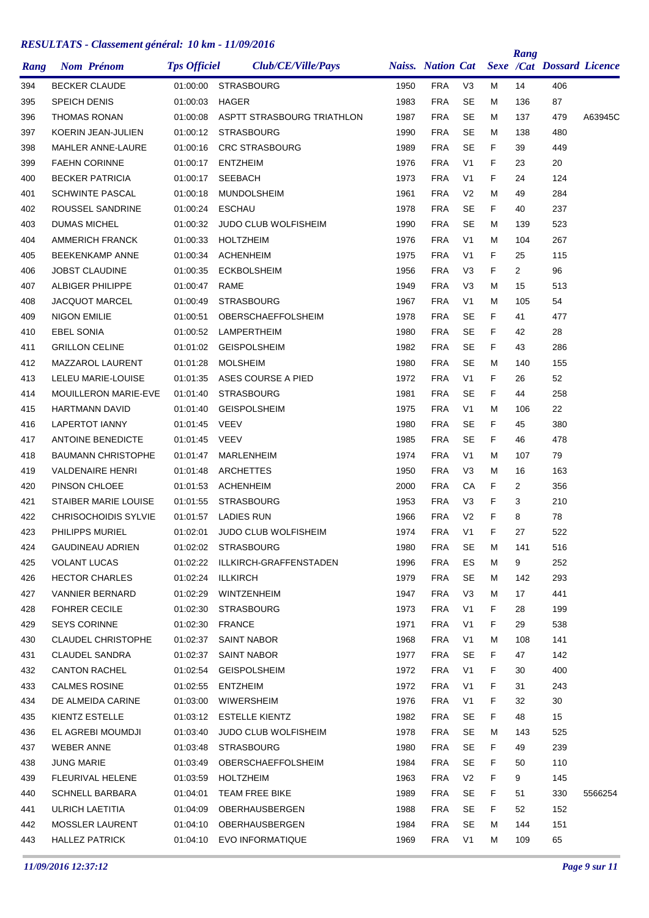## RESULTATS - Classement général: 10 km - 11/09/2016

| Rang | Nom Prénom | Tps Officiel | Club/CE/Ville/Pays | Naiss. | Nation | Cat | Sexe | Rang /Cat | Dossard | Licence |
|---|---|---|---|---|---|---|---|---|---|---|
| 394 | BECKER CLAUDE | 01:00:00 | STRASBOURG | 1950 | FRA | V3 | M | 14 | 406 | |
| 395 | SPEICH DENIS | 01:00:03 | HAGER | 1983 | FRA | SE | M | 136 | 87 | |
| 396 | THOMAS RONAN | 01:00:08 | ASPTT STRASBOURG TRIATHLON | 1987 | FRA | SE | M | 137 | 479 | A63945C |
| 397 | KOERIN JEAN-JULIEN | 01:00:12 | STRASBOURG | 1990 | FRA | SE | M | 138 | 480 | |
| 398 | MAHLER ANNE-LAURE | 01:00:16 | CRC STRASBOURG | 1989 | FRA | SE | F | 39 | 449 | |
| 399 | FAEHN CORINNE | 01:00:17 | ENTZHEIM | 1976 | FRA | V1 | F | 23 | 20 | |
| 400 | BECKER PATRICIA | 01:00:17 | SEEBACH | 1973 | FRA | V1 | F | 24 | 124 | |
| 401 | SCHWINTE PASCAL | 01:00:18 | MUNDOLSHEIM | 1961 | FRA | V2 | M | 49 | 284 | |
| 402 | ROUSSEL SANDRINE | 01:00:24 | ESCHAU | 1978 | FRA | SE | F | 40 | 237 | |
| 403 | DUMAS MICHEL | 01:00:32 | JUDO CLUB WOLFISHEIM | 1990 | FRA | SE | M | 139 | 523 | |
| 404 | AMMERICH FRANCK | 01:00:33 | HOLTZHEIM | 1976 | FRA | V1 | M | 104 | 267 | |
| 405 | BEEKENKAMP ANNE | 01:00:34 | ACHENHEIM | 1975 | FRA | V1 | F | 25 | 115 | |
| 406 | JOBST CLAUDINE | 01:00:35 | ECKBOLSHEIM | 1956 | FRA | V3 | F | 2 | 96 | |
| 407 | ALBIGER PHILIPPE | 01:00:47 | RAME | 1949 | FRA | V3 | M | 15 | 513 | |
| 408 | JACQUOT MARCEL | 01:00:49 | STRASBOURG | 1967 | FRA | V1 | M | 105 | 54 | |
| 409 | NIGON EMILIE | 01:00:51 | OBERSCHAEFFOLSHEIM | 1978 | FRA | SE | F | 41 | 477 | |
| 410 | EBEL SONIA | 01:00:52 | LAMPERTHEIM | 1980 | FRA | SE | F | 42 | 28 | |
| 411 | GRILLON CELINE | 01:01:02 | GEISPOLSHEIM | 1982 | FRA | SE | F | 43 | 286 | |
| 412 | MAZZAROL LAURENT | 01:01:28 | MOLSHEIM | 1980 | FRA | SE | M | 140 | 155 | |
| 413 | LELEU MARIE-LOUISE | 01:01:35 | ASES COURSE A PIED | 1972 | FRA | V1 | F | 26 | 52 | |
| 414 | MOUILLERON MARIE-EVE | 01:01:40 | STRASBOURG | 1981 | FRA | SE | F | 44 | 258 | |
| 415 | HARTMANN DAVID | 01:01:40 | GEISPOLSHEIM | 1975 | FRA | V1 | M | 106 | 22 | |
| 416 | LAPERTOT IANNY | 01:01:45 | VEEV | 1980 | FRA | SE | F | 45 | 380 | |
| 417 | ANTOINE BENEDICTE | 01:01:45 | VEEV | 1985 | FRA | SE | F | 46 | 478 | |
| 418 | BAUMANN CHRISTOPHE | 01:01:47 | MARLENHEIM | 1974 | FRA | V1 | M | 107 | 79 | |
| 419 | VALDENAIRE HENRI | 01:01:48 | ARCHETTES | 1950 | FRA | V3 | M | 16 | 163 | |
| 420 | PINSON CHLOEE | 01:01:53 | ACHENHEIM | 2000 | FRA | CA | F | 2 | 356 | |
| 421 | STAIBER MARIE LOUISE | 01:01:55 | STRASBOURG | 1953 | FRA | V3 | F | 3 | 210 | |
| 422 | CHRISOCHOIDIS SYLVIE | 01:01:57 | LADIES RUN | 1966 | FRA | V2 | F | 8 | 78 | |
| 423 | PHILIPPS MURIEL | 01:02:01 | JUDO CLUB WOLFISHEIM | 1974 | FRA | V1 | F | 27 | 522 | |
| 424 | GAUDINEAU ADRIEN | 01:02:02 | STRASBOURG | 1980 | FRA | SE | M | 141 | 516 | |
| 425 | VOLANT LUCAS | 01:02:22 | ILLKIRCH-GRAFFENSTADEN | 1996 | FRA | ES | M | 9 | 252 | |
| 426 | HECTOR CHARLES | 01:02:24 | ILLKIRCH | 1979 | FRA | SE | M | 142 | 293 | |
| 427 | VANNIER BERNARD | 01:02:29 | WINTZENHEIM | 1947 | FRA | V3 | M | 17 | 441 | |
| 428 | FOHRER CECILE | 01:02:30 | STRASBOURG | 1973 | FRA | V1 | F | 28 | 199 | |
| 429 | SEYS CORINNE | 01:02:30 | FRANCE | 1971 | FRA | V1 | F | 29 | 538 | |
| 430 | CLAUDEL CHRISTOPHE | 01:02:37 | SAINT NABOR | 1968 | FRA | V1 | M | 108 | 141 | |
| 431 | CLAUDEL SANDRA | 01:02:37 | SAINT NABOR | 1977 | FRA | SE | F | 47 | 142 | |
| 432 | CANTON RACHEL | 01:02:54 | GEISPOLSHEIM | 1972 | FRA | V1 | F | 30 | 400 | |
| 433 | CALMES ROSINE | 01:02:55 | ENTZHEIM | 1972 | FRA | V1 | F | 31 | 243 | |
| 434 | DE ALMEIDA CARINE | 01:03:00 | WIWERSHEIM | 1976 | FRA | V1 | F | 32 | 30 | |
| 435 | KIENTZ ESTELLE | 01:03:12 | ESTELLE KIENTZ | 1982 | FRA | SE | F | 48 | 15 | |
| 436 | EL AGREBI MOUMDJI | 01:03:40 | JUDO CLUB WOLFISHEIM | 1978 | FRA | SE | M | 143 | 525 | |
| 437 | WEBER ANNE | 01:03:48 | STRASBOURG | 1980 | FRA | SE | F | 49 | 239 | |
| 438 | JUNG MARIE | 01:03:49 | OBERSCHAEFFOLSHEIM | 1984 | FRA | SE | F | 50 | 110 | |
| 439 | FLEURIVAL HELENE | 01:03:59 | HOLTZHEIM | 1963 | FRA | V2 | F | 9 | 145 | |
| 440 | SCHNELL BARBARA | 01:04:01 | TEAM FREE BIKE | 1989 | FRA | SE | F | 51 | 330 | 5566254 |
| 441 | ULRICH LAETITIA | 01:04:09 | OBERHAUSBERGEN | 1988 | FRA | SE | F | 52 | 152 | |
| 442 | MOSSLER LAURENT | 01:04:10 | OBERHAUSBERGEN | 1984 | FRA | SE | M | 144 | 151 | |
| 443 | HALLEZ PATRICK | 01:04:10 | EVO INFORMATIQUE | 1969 | FRA | V1 | M | 109 | 65 | |

*11/09/2016 12:37:12*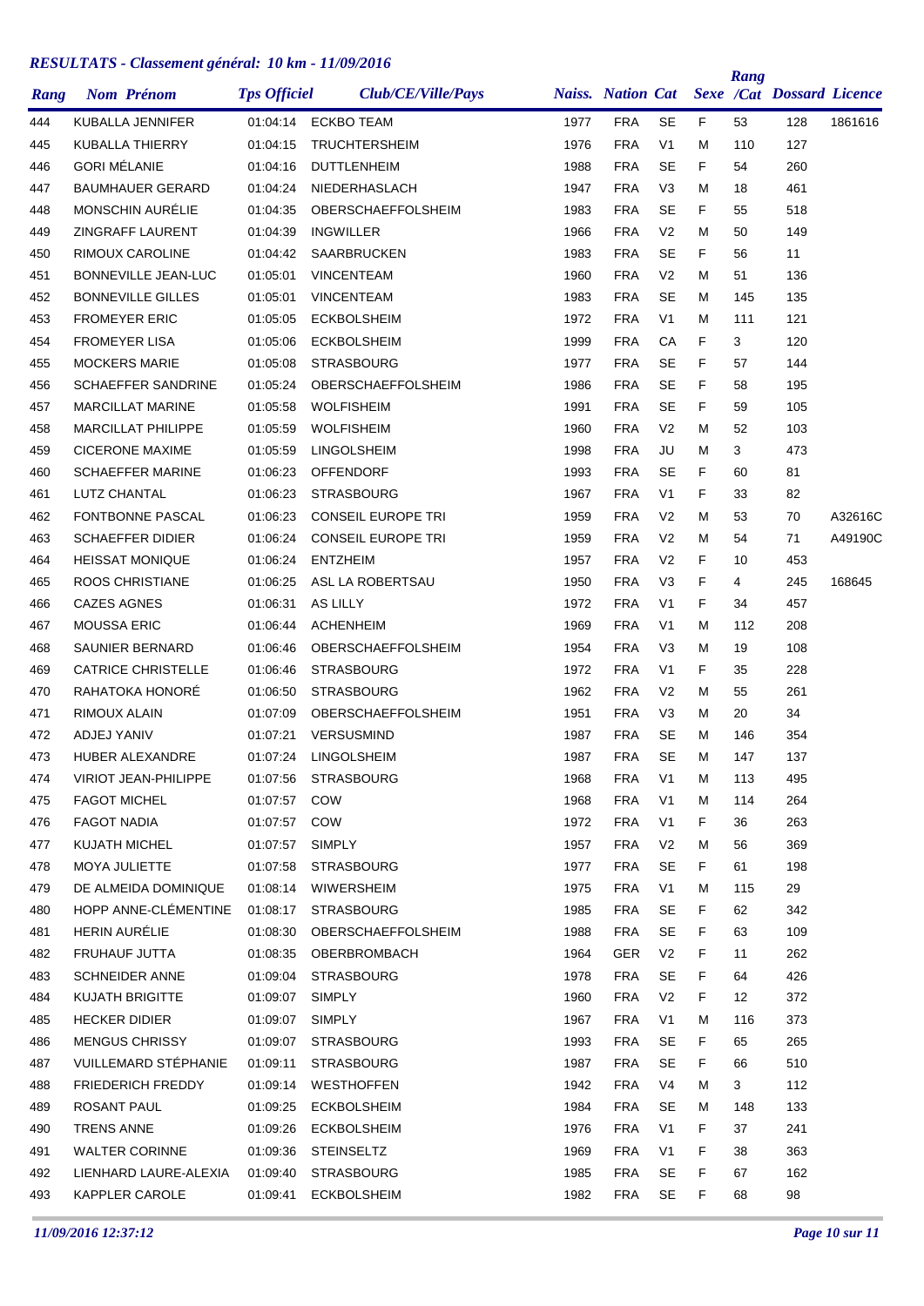## RESULTATS - Classement général: 10 km - 11/09/2016

| Rang | Nom Prénom | Tps Officiel | Club/CE/Ville/Pays | Naiss. | Nation | Cat | Sexe | Rang /Cat | Dossard | Licence |
|---|---|---|---|---|---|---|---|---|---|---|
| 444 | KUBALLA JENNIFER | 01:04:14 | ECKBO TEAM | 1977 | FRA | SE | F | 53 | 128 | 1861616 |
| 445 | KUBALLA THIERRY | 01:04:15 | TRUCHTERSHEIM | 1976 | FRA | V1 | M | 110 | 127 | |
| 446 | GORI MÉLANIE | 01:04:16 | DUTTLENHEIM | 1988 | FRA | SE | F | 54 | 260 | |
| 447 | BAUMHAUER GERARD | 01:04:24 | NIEDERHASLACH | 1947 | FRA | V3 | M | 18 | 461 | |
| 448 | MONSCHIN AURÉLIE | 01:04:35 | OBERSCHAEFFOLSHEIM | 1983 | FRA | SE | F | 55 | 518 | |
| 449 | ZINGRAFF LAURENT | 01:04:39 | INGWILLER | 1966 | FRA | V2 | M | 50 | 149 | |
| 450 | RIMOUX CAROLINE | 01:04:42 | SAARBRUCKEN | 1983 | FRA | SE | F | 56 | 11 | |
| 451 | BONNEVILLE JEAN-LUC | 01:05:01 | VINCENTEAM | 1960 | FRA | V2 | M | 51 | 136 | |
| 452 | BONNEVILLE GILLES | 01:05:01 | VINCENTEAM | 1983 | FRA | SE | M | 145 | 135 | |
| 453 | FROMEYER ERIC | 01:05:05 | ECKBOLSHEIM | 1972 | FRA | V1 | M | 111 | 121 | |
| 454 | FROMEYER LISA | 01:05:06 | ECKBOLSHEIM | 1999 | FRA | CA | F | 3 | 120 | |
| 455 | MOCKERS MARIE | 01:05:08 | STRASBOURG | 1977 | FRA | SE | F | 57 | 144 | |
| 456 | SCHAEFFER SANDRINE | 01:05:24 | OBERSCHAEFFOLSHEIM | 1986 | FRA | SE | F | 58 | 195 | |
| 457 | MARCILLAT MARINE | 01:05:58 | WOLFISHEIM | 1991 | FRA | SE | F | 59 | 105 | |
| 458 | MARCILLAT PHILIPPE | 01:05:59 | WOLFISHEIM | 1960 | FRA | V2 | M | 52 | 103 | |
| 459 | CICERONE MAXIME | 01:05:59 | LINGOLSHEIM | 1998 | FRA | JU | M | 3 | 473 | |
| 460 | SCHAEFFER MARINE | 01:06:23 | OFFENDORF | 1993 | FRA | SE | F | 60 | 81 | |
| 461 | LUTZ CHANTAL | 01:06:23 | STRASBOURG | 1967 | FRA | V1 | F | 33 | 82 | |
| 462 | FONTBONNE PASCAL | 01:06:23 | CONSEIL EUROPE TRI | 1959 | FRA | V2 | M | 53 | 70 | A32616C |
| 463 | SCHAEFFER DIDIER | 01:06:24 | CONSEIL EUROPE TRI | 1959 | FRA | V2 | M | 54 | 71 | A49190C |
| 464 | HEISSAT MONIQUE | 01:06:24 | ENTZHEIM | 1957 | FRA | V2 | F | 10 | 453 | |
| 465 | ROOS CHRISTIANE | 01:06:25 | ASL LA ROBERTSAU | 1950 | FRA | V3 | F | 4 | 245 | 168645 |
| 466 | CAZES AGNES | 01:06:31 | AS LILLY | 1972 | FRA | V1 | F | 34 | 457 | |
| 467 | MOUSSA ERIC | 01:06:44 | ACHENHEIM | 1969 | FRA | V1 | M | 112 | 208 | |
| 468 | SAUNIER BERNARD | 01:06:46 | OBERSCHAEFFOLSHEIM | 1954 | FRA | V3 | M | 19 | 108 | |
| 469 | CATRICE CHRISTELLE | 01:06:46 | STRASBOURG | 1972 | FRA | V1 | F | 35 | 228 | |
| 470 | RAHATOKA HONORÉ | 01:06:50 | STRASBOURG | 1962 | FRA | V2 | M | 55 | 261 | |
| 471 | RIMOUX ALAIN | 01:07:09 | OBERSCHAEFFOLSHEIM | 1951 | FRA | V3 | M | 20 | 34 | |
| 472 | ADJEJ YANIV | 01:07:21 | VERSUSMIND | 1987 | FRA | SE | M | 146 | 354 | |
| 473 | HUBER ALEXANDRE | 01:07:24 | LINGOLSHEIM | 1987 | FRA | SE | M | 147 | 137 | |
| 474 | VIRIOT JEAN-PHILIPPE | 01:07:56 | STRASBOURG | 1968 | FRA | V1 | M | 113 | 495 | |
| 475 | FAGOT MICHEL | 01:07:57 | COW | 1968 | FRA | V1 | M | 114 | 264 | |
| 476 | FAGOT NADIA | 01:07:57 | COW | 1972 | FRA | V1 | F | 36 | 263 | |
| 477 | KUJATH MICHEL | 01:07:57 | SIMPLY | 1957 | FRA | V2 | M | 56 | 369 | |
| 478 | MOYA JULIETTE | 01:07:58 | STRASBOURG | 1977 | FRA | SE | F | 61 | 198 | |
| 479 | DE ALMEIDA DOMINIQUE | 01:08:14 | WIWERSHEIM | 1975 | FRA | V1 | M | 115 | 29 | |
| 480 | HOPP ANNE-CLÉMENTINE | 01:08:17 | STRASBOURG | 1985 | FRA | SE | F | 62 | 342 | |
| 481 | HERIN AURÉLIE | 01:08:30 | OBERSCHAEFFOLSHEIM | 1988 | FRA | SE | F | 63 | 109 | |
| 482 | FRUHAUF JUTTA | 01:08:35 | OBERBROMBACH | 1964 | GER | V2 | F | 11 | 262 | |
| 483 | SCHNEIDER ANNE | 01:09:04 | STRASBOURG | 1978 | FRA | SE | F | 64 | 426 | |
| 484 | KUJATH BRIGITTE | 01:09:07 | SIMPLY | 1960 | FRA | V2 | F | 12 | 372 | |
| 485 | HECKER DIDIER | 01:09:07 | SIMPLY | 1967 | FRA | V1 | M | 116 | 373 | |
| 486 | MENGUS CHRISSY | 01:09:07 | STRASBOURG | 1993 | FRA | SE | F | 65 | 265 | |
| 487 | VUILLEMARD STÉPHANIE | 01:09:11 | STRASBOURG | 1987 | FRA | SE | F | 66 | 510 | |
| 488 | FRIEDERICH FREDDY | 01:09:14 | WESTHOFFEN | 1942 | FRA | V4 | M | 3 | 112 | |
| 489 | ROSANT PAUL | 01:09:25 | ECKBOLSHEIM | 1984 | FRA | SE | M | 148 | 133 | |
| 490 | TRENS ANNE | 01:09:26 | ECKBOLSHEIM | 1976 | FRA | V1 | F | 37 | 241 | |
| 491 | WALTER CORINNE | 01:09:36 | STEINSELTZ | 1969 | FRA | V1 | F | 38 | 363 | |
| 492 | LIENHARD LAURE-ALEXIA | 01:09:40 | STRASBOURG | 1985 | FRA | SE | F | 67 | 162 | |
| 493 | KAPPLER CAROLE | 01:09:41 | ECKBOLSHEIM | 1982 | FRA | SE | F | 68 | 98 | |

*11/09/2016 12:37:12*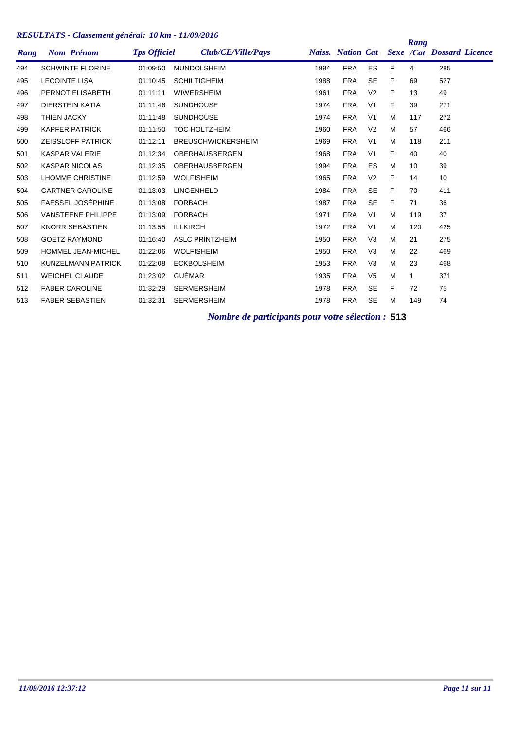## RESULTATS - Classement général: 10 km - 11/09/2016

| Rang | Nom Prénom | Tps Officiel | Club/CE/Ville/Pays | Naiss. | Nation | Cat | Sexe | Rang /Cat | Dossard | Licence |
|---|---|---|---|---|---|---|---|---|---|---|
| 494 | SCHWINTE FLORINE | 01:09:50 | MUNDOLSHEIM | 1994 | FRA | ES | F | 4 | 285 | |
| 495 | LECOINTE LISA | 01:10:45 | SCHILTIGHEIM | 1988 | FRA | SE | F | 69 | 527 | |
| 496 | PERNOT ELISABETH | 01:11:11 | WIWERSHEIM | 1961 | FRA | V2 | F | 13 | 49 | |
| 497 | DIERSTEIN KATIA | 01:11:46 | SUNDHOUSE | 1974 | FRA | V1 | F | 39 | 271 | |
| 498 | THIEN JACKY | 01:11:48 | SUNDHOUSE | 1974 | FRA | V1 | M | 117 | 272 | |
| 499 | KAPFER PATRICK | 01:11:50 | TOC HOLTZHEIM | 1960 | FRA | V2 | M | 57 | 466 | |
| 500 | ZEISSLOFF PATRICK | 01:12:11 | BREUSCHWICKERSHEIM | 1969 | FRA | V1 | M | 118 | 211 | |
| 501 | KASPAR VALERIE | 01:12:34 | OBERHAUSBERGEN | 1968 | FRA | V1 | F | 40 | 40 | |
| 502 | KASPAR NICOLAS | 01:12:35 | OBERHAUSBERGEN | 1994 | FRA | ES | M | 10 | 39 | |
| 503 | LHOMME CHRISTINE | 01:12:59 | WOLFISHEIM | 1965 | FRA | V2 | F | 14 | 10 | |
| 504 | GARTNER CAROLINE | 01:13:03 | LINGENHELD | 1984 | FRA | SE | F | 70 | 411 | |
| 505 | FAESSEL JOSÉPHINE | 01:13:08 | FORBACH | 1987 | FRA | SE | F | 71 | 36 | |
| 506 | VANSTEENE PHILIPPE | 01:13:09 | FORBACH | 1971 | FRA | V1 | M | 119 | 37 | |
| 507 | KNORR SEBASTIEN | 01:13:55 | ILLKIRCH | 1972 | FRA | V1 | M | 120 | 425 | |
| 508 | GOETZ RAYMOND | 01:16:40 | ASLC PRINTZHEIM | 1950 | FRA | V3 | M | 21 | 275 | |
| 509 | HOMMEL JEAN-MICHEL | 01:22:06 | WOLFISHEIM | 1950 | FRA | V3 | M | 22 | 469 | |
| 510 | KUNZELMANN PATRICK | 01:22:08 | ECKBOLSHEIM | 1953 | FRA | V3 | M | 23 | 468 | |
| 511 | WEICHEL CLAUDE | 01:23:02 | GUÉMAR | 1935 | FRA | V5 | M | 1 | 371 | |
| 512 | FABER CAROLINE | 01:32:29 | SERMERSHEIM | 1978 | FRA | SE | F | 72 | 75 | |
| 513 | FABER SEBASTIEN | 01:32:31 | SERMERSHEIM | 1978 | FRA | SE | M | 149 | 74 | |

*Nombre de participants pour votre sélection :* **513**

*11/09/2016 12:37:12*